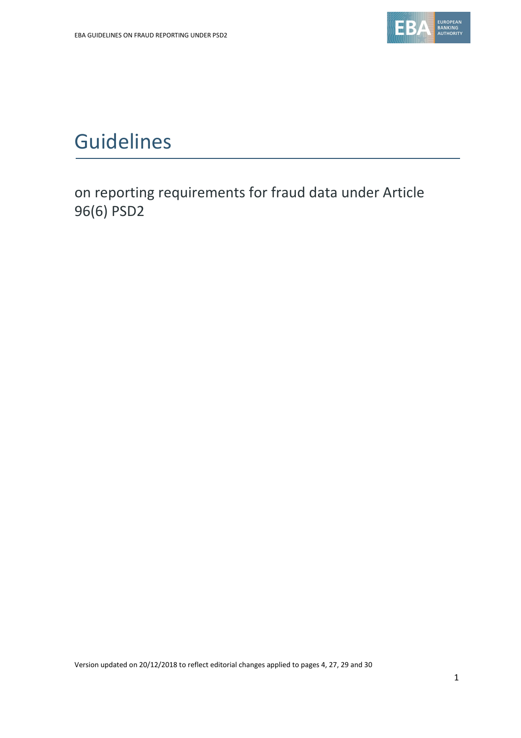# Guidelines

on reporting requirements for fraud data under Article 96(6) PSD2

Version updated on 20/12/2018 to reflect editorial changes applied to pages 4, 27, 29 and 30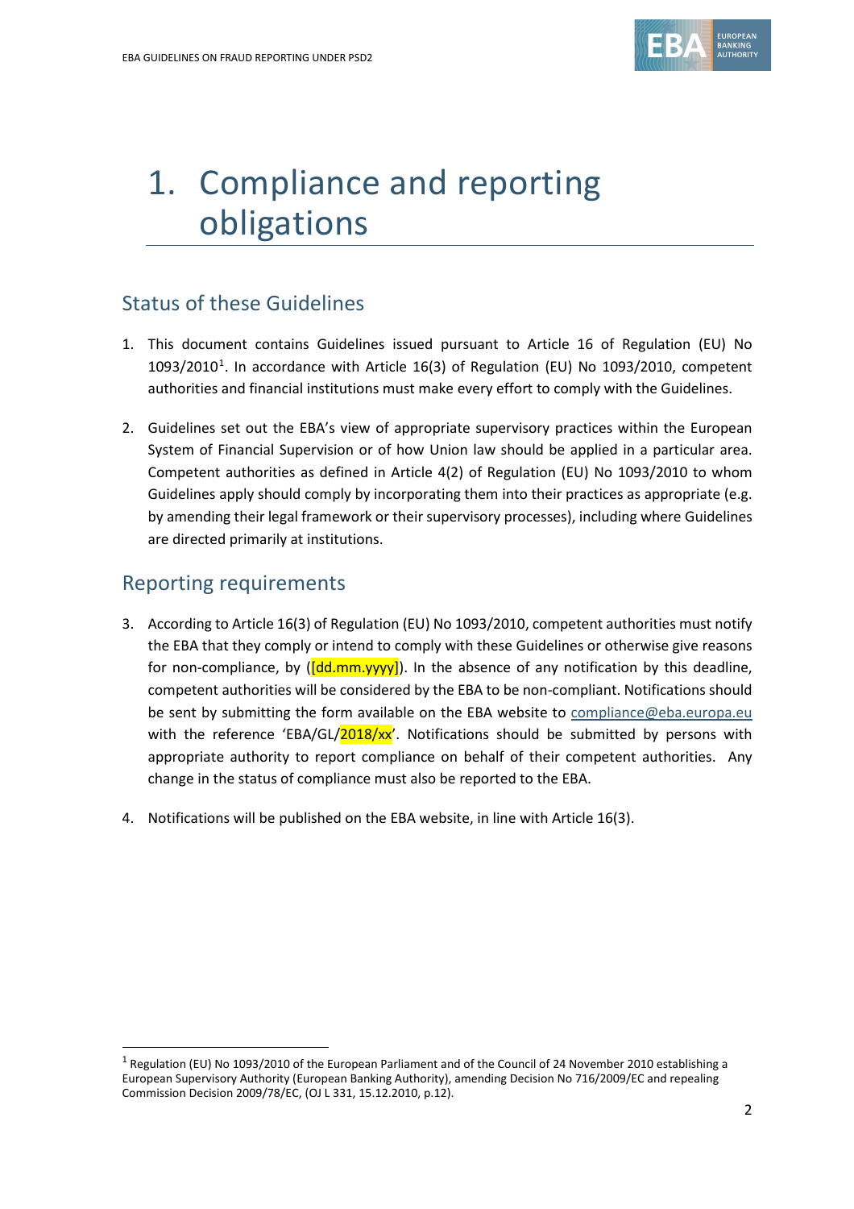# 1. Compliance and reporting obligations

## Status of these Guidelines

1. This document contains Guidelines issued pursuant to Article 16 of Regulation (EU) No 1093/2010[1]. In accordance with Article 16(3) of Regulation (EU) No 1093/2010, competent authorities and financial institutions must make every effort to comply with the Guidelines.

2. Guidelines set out the EBA's view of appropriate supervisory practices within the European System of Financial Supervision or of how Union law should be applied in a particular area. Competent authorities as defined in Article 4(2) of Regulation (EU) No 1093/2010 to whom Guidelines apply should comply by incorporating them into their practices as appropriate (e.g. by amending their legal framework or their supervisory processes), including where Guidelines are directed primarily at institutions.

## Reporting requirements

3. According to Article 16(3) of Regulation (EU) No 1093/2010, competent authorities must notify the EBA that they comply or intend to comply with these Guidelines or otherwise give reasons for non-compliance, by ([dd.mm.yyyy]). In the absence of any notification by this deadline, competent authorities will be considered by the EBA to be non-compliant. Notifications should be sent by submitting the form available on the EBA website to compliance@eba.europa.eu with the reference 'EBA/GL/2018/xx'. Notifications should be submitted by persons with appropriate authority to report compliance on behalf of their competent authorities. Any change in the status of compliance must also be reported to the EBA.

4. Notifications will be published on the EBA website, in line with Article 16(3).

[1] Regulation (EU) No 1093/2010 of the European Parliament and of the Council of 24 November 2010 establishing a European Supervisory Authority (European Banking Authority), amending Decision No 716/2009/EC and repealing Commission Decision 2009/78/EC, (OJ L 331, 15.12.2010, p.12).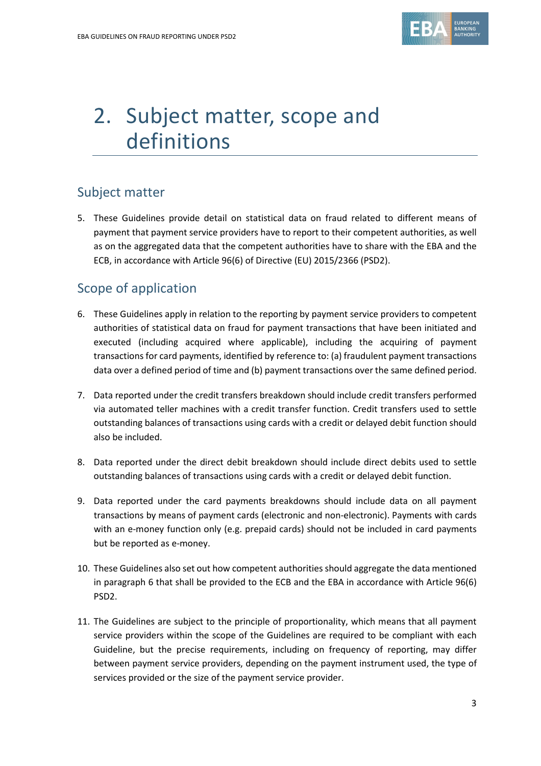# 2. Subject matter, scope and definitions

## Subject matter

5. These Guidelines provide detail on statistical data on fraud related to different means of payment that payment service providers have to report to their competent authorities, as well as on the aggregated data that the competent authorities have to share with the EBA and the ECB, in accordance with Article 96(6) of Directive (EU) 2015/2366 (PSD2).

## Scope of application

6. These Guidelines apply in relation to the reporting by payment service providers to competent authorities of statistical data on fraud for payment transactions that have been initiated and executed (including acquired where applicable), including the acquiring of payment transactions for card payments, identified by reference to: (a) fraudulent payment transactions data over a defined period of time and (b) payment transactions over the same defined period.

7. Data reported under the credit transfers breakdown should include credit transfers performed via automated teller machines with a credit transfer function. Credit transfers used to settle outstanding balances of transactions using cards with a credit or delayed debit function should also be included.

8. Data reported under the direct debit breakdown should include direct debits used to settle outstanding balances of transactions using cards with a credit or delayed debit function.

9. Data reported under the card payments breakdowns should include data on all payment transactions by means of payment cards (electronic and non-electronic). Payments with cards with an e-money function only (e.g. prepaid cards) should not be included in card payments but be reported as e-money.

10. These Guidelines also set out how competent authorities should aggregate the data mentioned in paragraph 6 that shall be provided to the ECB and the EBA in accordance with Article 96(6) PSD2.

11. The Guidelines are subject to the principle of proportionality, which means that all payment service providers within the scope of the Guidelines are required to be compliant with each Guideline, but the precise requirements, including on frequency of reporting, may differ between payment service providers, depending on the payment instrument used, the type of services provided or the size of the payment service provider.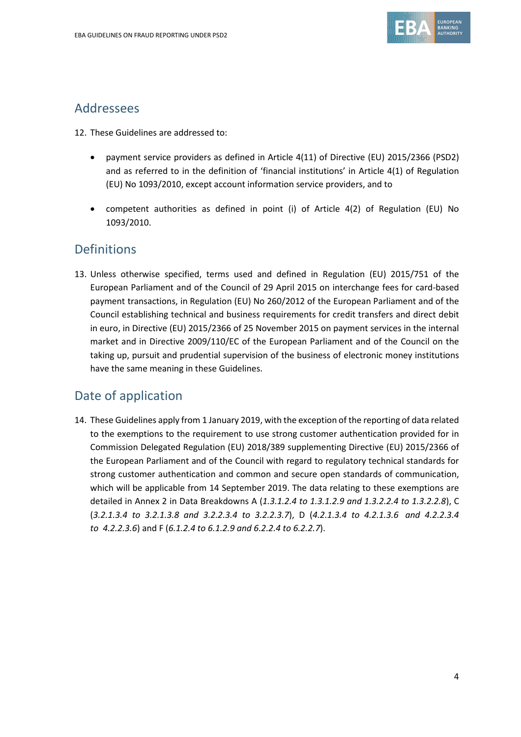## Addressees

12. These Guidelines are addressed to:

   - payment service providers as defined in Article 4(11) of Directive (EU) 2015/2366 (PSD2) and as referred to in the definition of 'financial institutions' in Article 4(1) of Regulation (EU) No 1093/2010, except account information service providers, and to

   - competent authorities as defined in point (i) of Article 4(2) of Regulation (EU) No 1093/2010.

## Definitions

13. Unless otherwise specified, terms used and defined in Regulation (EU) 2015/751 of the European Parliament and of the Council of 29 April 2015 on interchange fees for card-based payment transactions, in Regulation (EU) No 260/2012 of the European Parliament and of the Council establishing technical and business requirements for credit transfers and direct debit in euro, in Directive (EU) 2015/2366 of 25 November 2015 on payment services in the internal market and in Directive 2009/110/EC of the European Parliament and of the Council on the taking up, pursuit and prudential supervision of the business of electronic money institutions have the same meaning in these Guidelines.

## Date of application

14. These Guidelines apply from 1 January 2019, with the exception of the reporting of data related to the exemptions to the requirement to use strong customer authentication provided for in Commission Delegated Regulation (EU) 2018/389 supplementing Directive (EU) 2015/2366 of the European Parliament and of the Council with regard to regulatory technical standards for strong customer authentication and common and secure open standards of communication, which will be applicable from 14 September 2019. The data relating to these exemptions are detailed in Annex 2 in Data Breakdowns A (*1.3.1.2.4 to 1.3.1.2.9 and 1.3.2.2.4 to 1.3.2.2.8*), C (*3.2.1.3.4 to 3.2.1.3.8 and 3.2.2.3.4 to 3.2.2.3.7*), D (*4.2.1.3.4 to 4.2.1.3.6 and 4.2.2.3.4 to 4.2.2.3.6*) and F (*6.1.2.4 to 6.1.2.9 and 6.2.2.4 to 6.2.2.7*).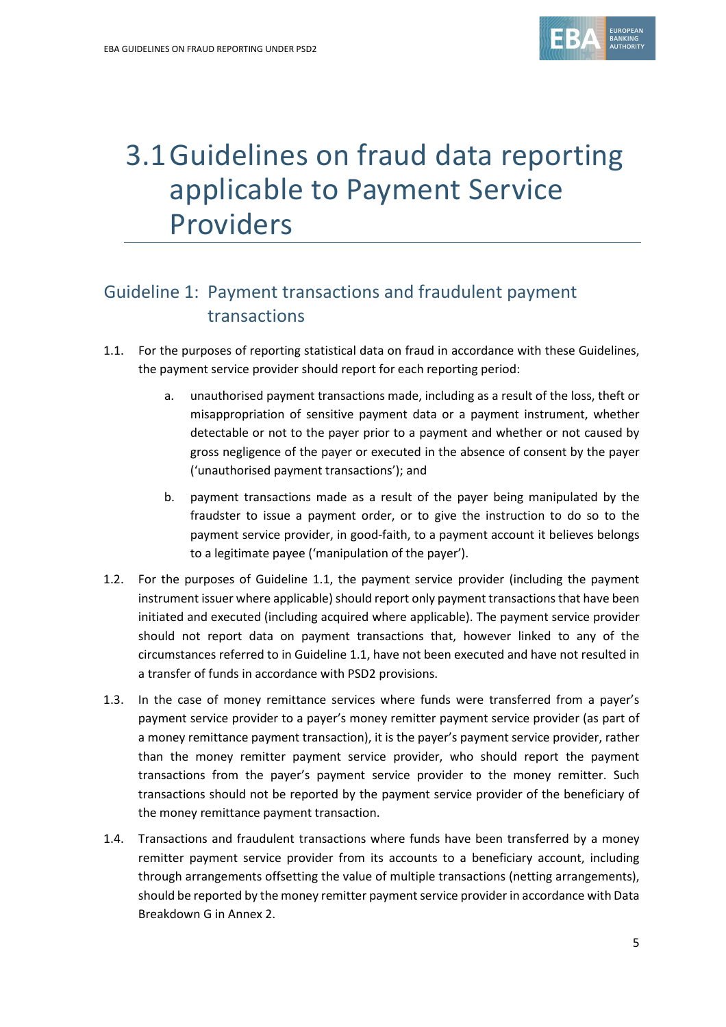# 3.1 Guidelines on fraud data reporting applicable to Payment Service Providers

## Guideline 1: Payment transactions and fraudulent payment transactions

1.1. For the purposes of reporting statistical data on fraud in accordance with these Guidelines, the payment service provider should report for each reporting period:

   a. unauthorised payment transactions made, including as a result of the loss, theft or misappropriation of sensitive payment data or a payment instrument, whether detectable or not to the payer prior to a payment and whether or not caused by gross negligence of the payer or executed in the absence of consent by the payer ('unauthorised payment transactions'); and

   b. payment transactions made as a result of the payer being manipulated by the fraudster to issue a payment order, or to give the instruction to do so to the payment service provider, in good-faith, to a payment account it believes belongs to a legitimate payee ('manipulation of the payer').

1.2. For the purposes of Guideline 1.1, the payment service provider (including the payment instrument issuer where applicable) should report only payment transactions that have been initiated and executed (including acquired where applicable). The payment service provider should not report data on payment transactions that, however linked to any of the circumstances referred to in Guideline 1.1, have not been executed and have not resulted in a transfer of funds in accordance with PSD2 provisions.

1.3. In the case of money remittance services where funds were transferred from a payer's payment service provider to a payer's money remitter payment service provider (as part of a money remittance payment transaction), it is the payer's payment service provider, rather than the money remitter payment service provider, who should report the payment transactions from the payer's payment service provider to the money remitter. Such transactions should not be reported by the payment service provider of the beneficiary of the money remittance payment transaction.

1.4. Transactions and fraudulent transactions where funds have been transferred by a money remitter payment service provider from its accounts to a beneficiary account, including through arrangements offsetting the value of multiple transactions (netting arrangements), should be reported by the money remitter payment service provider in accordance with Data Breakdown G in Annex 2.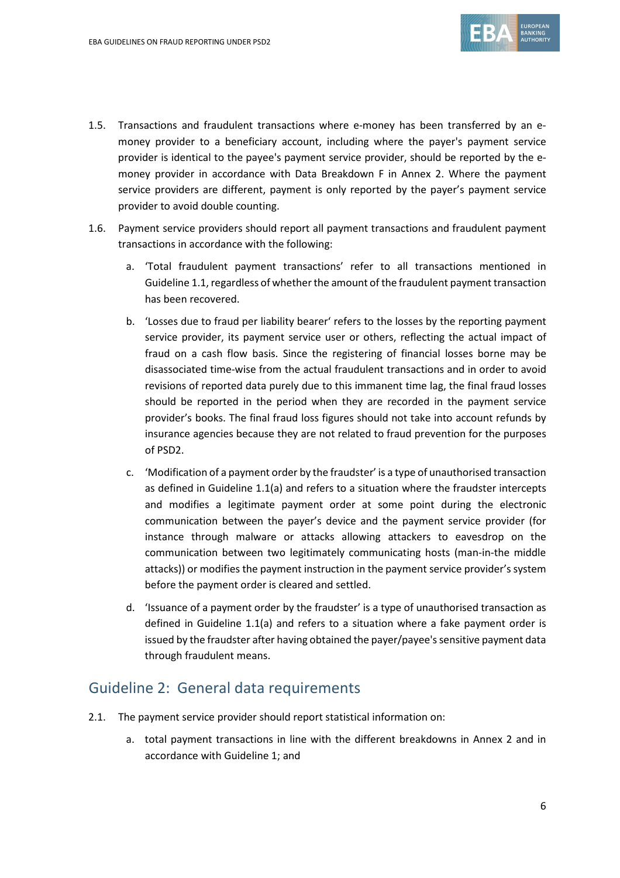1.5. Transactions and fraudulent transactions where e-money has been transferred by an e-money provider to a beneficiary account, including where the payer's payment service provider is identical to the payee's payment service provider, should be reported by the e-money provider in accordance with Data Breakdown F in Annex 2. Where the payment service providers are different, payment is only reported by the payer's payment service provider to avoid double counting.

1.6. Payment service providers should report all payment transactions and fraudulent payment transactions in accordance with the following:

   a. 'Total fraudulent payment transactions' refer to all transactions mentioned in Guideline 1.1, regardless of whether the amount of the fraudulent payment transaction has been recovered.

   b. 'Losses due to fraud per liability bearer' refers to the losses by the reporting payment service provider, its payment service user or others, reflecting the actual impact of fraud on a cash flow basis. Since the registering of financial losses borne may be disassociated time-wise from the actual fraudulent transactions and in order to avoid revisions of reported data purely due to this immanent time lag, the final fraud losses should be reported in the period when they are recorded in the payment service provider's books. The final fraud loss figures should not take into account refunds by insurance agencies because they are not related to fraud prevention for the purposes of PSD2.

   c. 'Modification of a payment order by the fraudster' is a type of unauthorised transaction as defined in Guideline 1.1(a) and refers to a situation where the fraudster intercepts and modifies a legitimate payment order at some point during the electronic communication between the payer's device and the payment service provider (for instance through malware or attacks allowing attackers to eavesdrop on the communication between two legitimately communicating hosts (man-in-the middle attacks)) or modifies the payment instruction in the payment service provider's system before the payment order is cleared and settled.

   d. 'Issuance of a payment order by the fraudster' is a type of unauthorised transaction as defined in Guideline 1.1(a) and refers to a situation where a fake payment order is issued by the fraudster after having obtained the payer/payee's sensitive payment data through fraudulent means.

## Guideline 2: General data requirements

2.1. The payment service provider should report statistical information on:

   a. total payment transactions in line with the different breakdowns in Annex 2 and in accordance with Guideline 1; and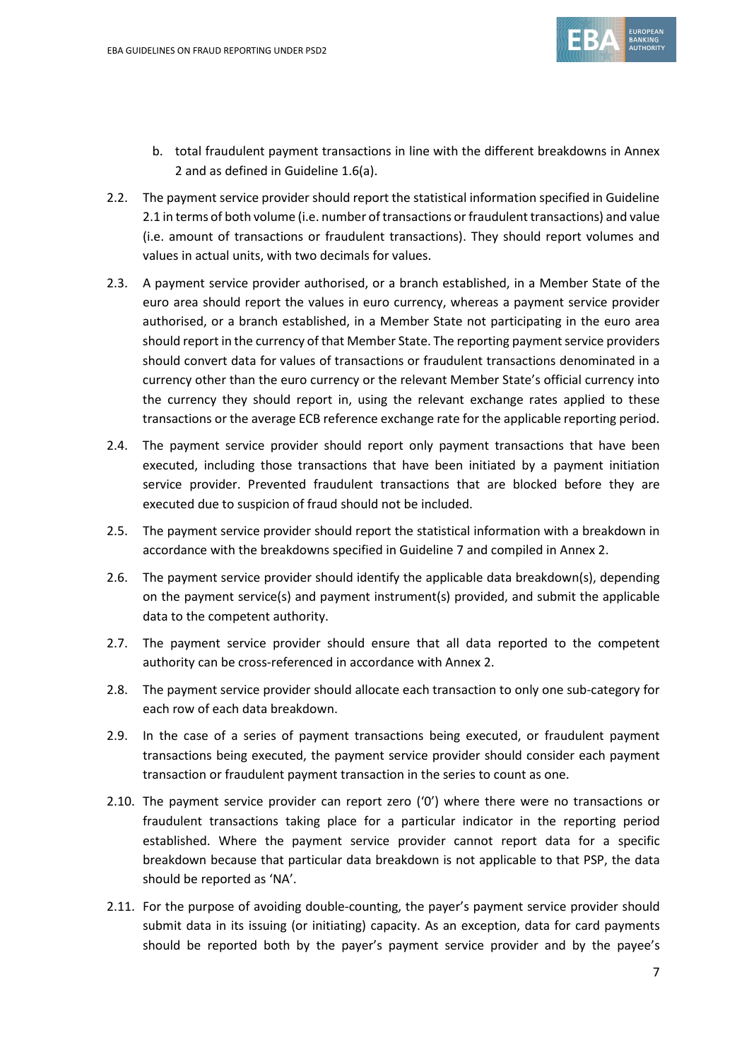b. total fraudulent payment transactions in line with the different breakdowns in Annex 2 and as defined in Guideline 1.6(a).

2.2. The payment service provider should report the statistical information specified in Guideline 2.1 in terms of both volume (i.e. number of transactions or fraudulent transactions) and value (i.e. amount of transactions or fraudulent transactions). They should report volumes and values in actual units, with two decimals for values.

2.3. A payment service provider authorised, or a branch established, in a Member State of the euro area should report the values in euro currency, whereas a payment service provider authorised, or a branch established, in a Member State not participating in the euro area should report in the currency of that Member State. The reporting payment service providers should convert data for values of transactions or fraudulent transactions denominated in a currency other than the euro currency or the relevant Member State's official currency into the currency they should report in, using the relevant exchange rates applied to these transactions or the average ECB reference exchange rate for the applicable reporting period.

2.4. The payment service provider should report only payment transactions that have been executed, including those transactions that have been initiated by a payment initiation service provider. Prevented fraudulent transactions that are blocked before they are executed due to suspicion of fraud should not be included.

2.5. The payment service provider should report the statistical information with a breakdown in accordance with the breakdowns specified in Guideline 7 and compiled in Annex 2.

2.6. The payment service provider should identify the applicable data breakdown(s), depending on the payment service(s) and payment instrument(s) provided, and submit the applicable data to the competent authority.

2.7. The payment service provider should ensure that all data reported to the competent authority can be cross-referenced in accordance with Annex 2.

2.8. The payment service provider should allocate each transaction to only one sub-category for each row of each data breakdown.

2.9. In the case of a series of payment transactions being executed, or fraudulent payment transactions being executed, the payment service provider should consider each payment transaction or fraudulent payment transaction in the series to count as one.

2.10. The payment service provider can report zero ('0') where there were no transactions or fraudulent transactions taking place for a particular indicator in the reporting period established. Where the payment service provider cannot report data for a specific breakdown because that particular data breakdown is not applicable to that PSP, the data should be reported as 'NA'.

2.11. For the purpose of avoiding double-counting, the payer's payment service provider should submit data in its issuing (or initiating) capacity. As an exception, data for card payments should be reported both by the payer's payment service provider and by the payee's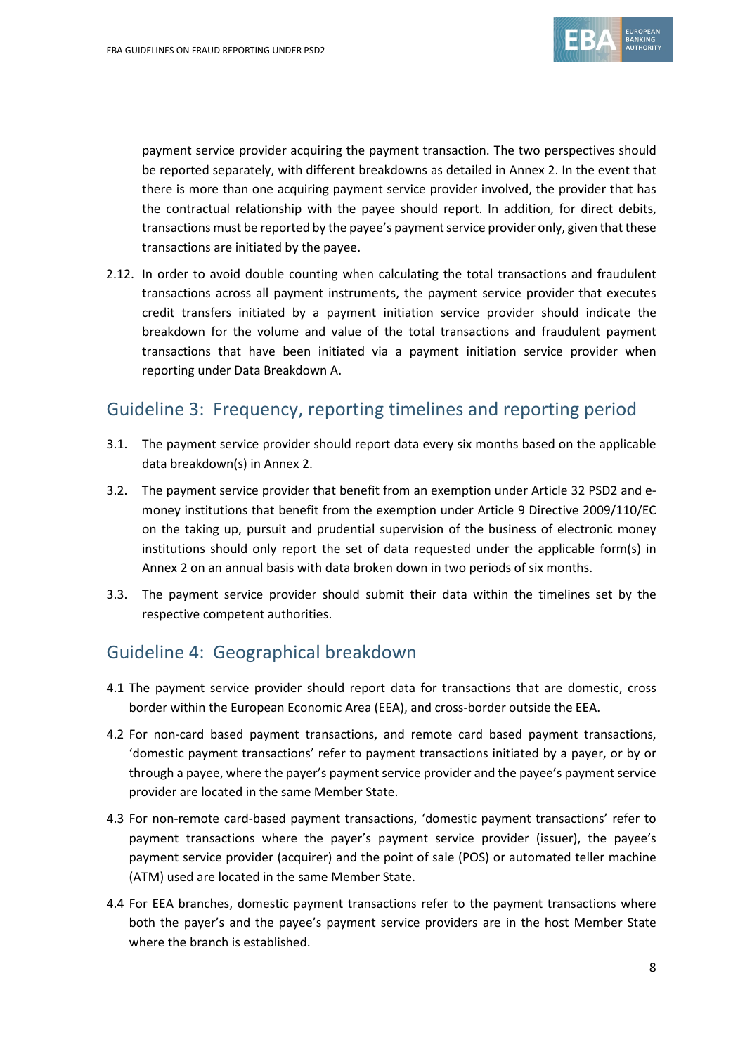payment service provider acquiring the payment transaction. The two perspectives should be reported separately, with different breakdowns as detailed in Annex 2. In the event that there is more than one acquiring payment service provider involved, the provider that has the contractual relationship with the payee should report. In addition, for direct debits, transactions must be reported by the payee's payment service provider only, given that these transactions are initiated by the payee.

2.12. In order to avoid double counting when calculating the total transactions and fraudulent transactions across all payment instruments, the payment service provider that executes credit transfers initiated by a payment initiation service provider should indicate the breakdown for the volume and value of the total transactions and fraudulent payment transactions that have been initiated via a payment initiation service provider when reporting under Data Breakdown A.

## Guideline 3: Frequency, reporting timelines and reporting period

3.1. The payment service provider should report data every six months based on the applicable data breakdown(s) in Annex 2.

3.2. The payment service provider that benefit from an exemption under Article 32 PSD2 and e-money institutions that benefit from the exemption under Article 9 Directive 2009/110/EC on the taking up, pursuit and prudential supervision of the business of electronic money institutions should only report the set of data requested under the applicable form(s) in Annex 2 on an annual basis with data broken down in two periods of six months.

3.3. The payment service provider should submit their data within the timelines set by the respective competent authorities.

## Guideline 4: Geographical breakdown

4.1 The payment service provider should report data for transactions that are domestic, cross border within the European Economic Area (EEA), and cross-border outside the EEA.

4.2 For non-card based payment transactions, and remote card based payment transactions, 'domestic payment transactions' refer to payment transactions initiated by a payer, or by or through a payee, where the payer's payment service provider and the payee's payment service provider are located in the same Member State.

4.3 For non-remote card-based payment transactions, 'domestic payment transactions' refer to payment transactions where the payer's payment service provider (issuer), the payee's payment service provider (acquirer) and the point of sale (POS) or automated teller machine (ATM) used are located in the same Member State.

4.4 For EEA branches, domestic payment transactions refer to the payment transactions where both the payer's and the payee's payment service providers are in the host Member State where the branch is established.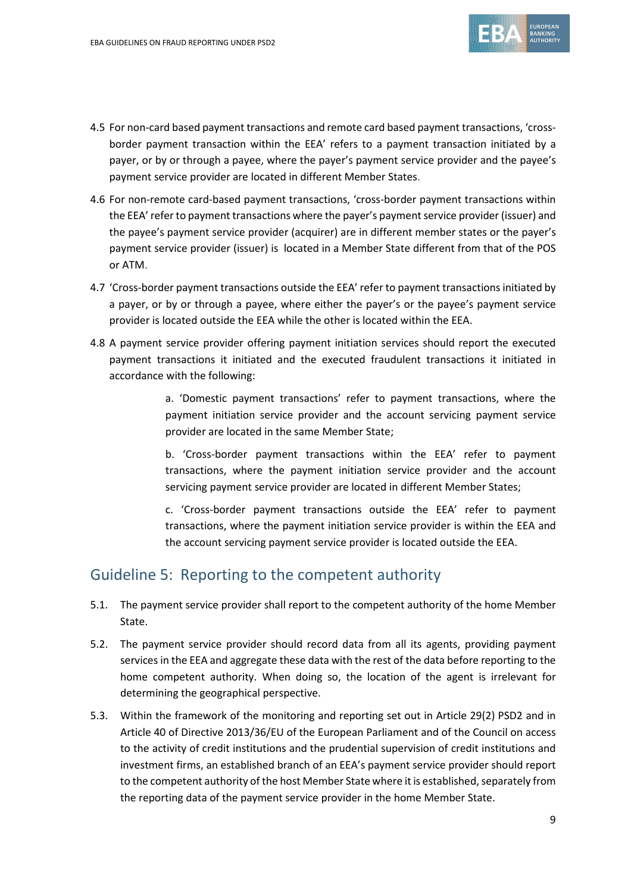4.5 For non-card based payment transactions and remote card based payment transactions, 'cross-border payment transaction within the EEA' refers to a payment transaction initiated by a payer, or by or through a payee, where the payer's payment service provider and the payee's payment service provider are located in different Member States.

4.6 For non-remote card-based payment transactions, 'cross-border payment transactions within the EEA' refer to payment transactions where the payer's payment service provider (issuer) and the payee's payment service provider (acquirer) are in different member states or the payer's payment service provider (issuer) is located in a Member State different from that of the POS or ATM.

4.7 'Cross-border payment transactions outside the EEA' refer to payment transactions initiated by a payer, or by or through a payee, where either the payer's or the payee's payment service provider is located outside the EEA while the other is located within the EEA.

4.8 A payment service provider offering payment initiation services should report the executed payment transactions it initiated and the executed fraudulent transactions it initiated in accordance with the following:

> a. 'Domestic payment transactions' refer to payment transactions, where the payment initiation service provider and the account servicing payment service provider are located in the same Member State;
>
> b. 'Cross-border payment transactions within the EEA' refer to payment transactions, where the payment initiation service provider and the account servicing payment service provider are located in different Member States;
>
> c. 'Cross-border payment transactions outside the EEA' refer to payment transactions, where the payment initiation service provider is within the EEA and the account servicing payment service provider is located outside the EEA.

## Guideline 5: Reporting to the competent authority

5.1. The payment service provider shall report to the competent authority of the home Member State.

5.2. The payment service provider should record data from all its agents, providing payment services in the EEA and aggregate these data with the rest of the data before reporting to the home competent authority. When doing so, the location of the agent is irrelevant for determining the geographical perspective.

5.3. Within the framework of the monitoring and reporting set out in Article 29(2) PSD2 and in Article 40 of Directive 2013/36/EU of the European Parliament and of the Council on access to the activity of credit institutions and the prudential supervision of credit institutions and investment firms, an established branch of an EEA's payment service provider should report to the competent authority of the host Member State where it is established, separately from the reporting data of the payment service provider in the home Member State.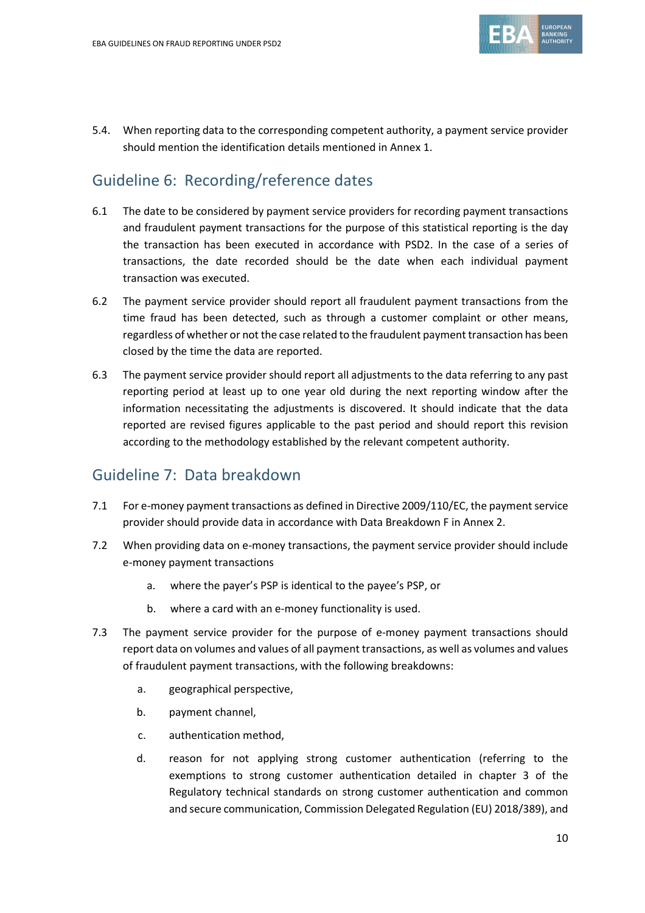5.4. When reporting data to the corresponding competent authority, a payment service provider should mention the identification details mentioned in Annex 1.

## Guideline 6: Recording/reference dates

6.1 The date to be considered by payment service providers for recording payment transactions and fraudulent payment transactions for the purpose of this statistical reporting is the day the transaction has been executed in accordance with PSD2. In the case of a series of transactions, the date recorded should be the date when each individual payment transaction was executed.

6.2 The payment service provider should report all fraudulent payment transactions from the time fraud has been detected, such as through a customer complaint or other means, regardless of whether or not the case related to the fraudulent payment transaction has been closed by the time the data are reported.

6.3 The payment service provider should report all adjustments to the data referring to any past reporting period at least up to one year old during the next reporting window after the information necessitating the adjustments is discovered. It should indicate that the data reported are revised figures applicable to the past period and should report this revision according to the methodology established by the relevant competent authority.

## Guideline 7: Data breakdown

7.1 For e-money payment transactions as defined in Directive 2009/110/EC, the payment service provider should provide data in accordance with Data Breakdown F in Annex 2.

7.2 When providing data on e-money transactions, the payment service provider should include e-money payment transactions

   a. where the payer's PSP is identical to the payee's PSP, or

   b. where a card with an e-money functionality is used.

7.3 The payment service provider for the purpose of e-money payment transactions should report data on volumes and values of all payment transactions, as well as volumes and values of fraudulent payment transactions, with the following breakdowns:

   a. geographical perspective,

   b. payment channel,

   c. authentication method,

   d. reason for not applying strong customer authentication (referring to the exemptions to strong customer authentication detailed in chapter 3 of the Regulatory technical standards on strong customer authentication and common and secure communication, Commission Delegated Regulation (EU) 2018/389), and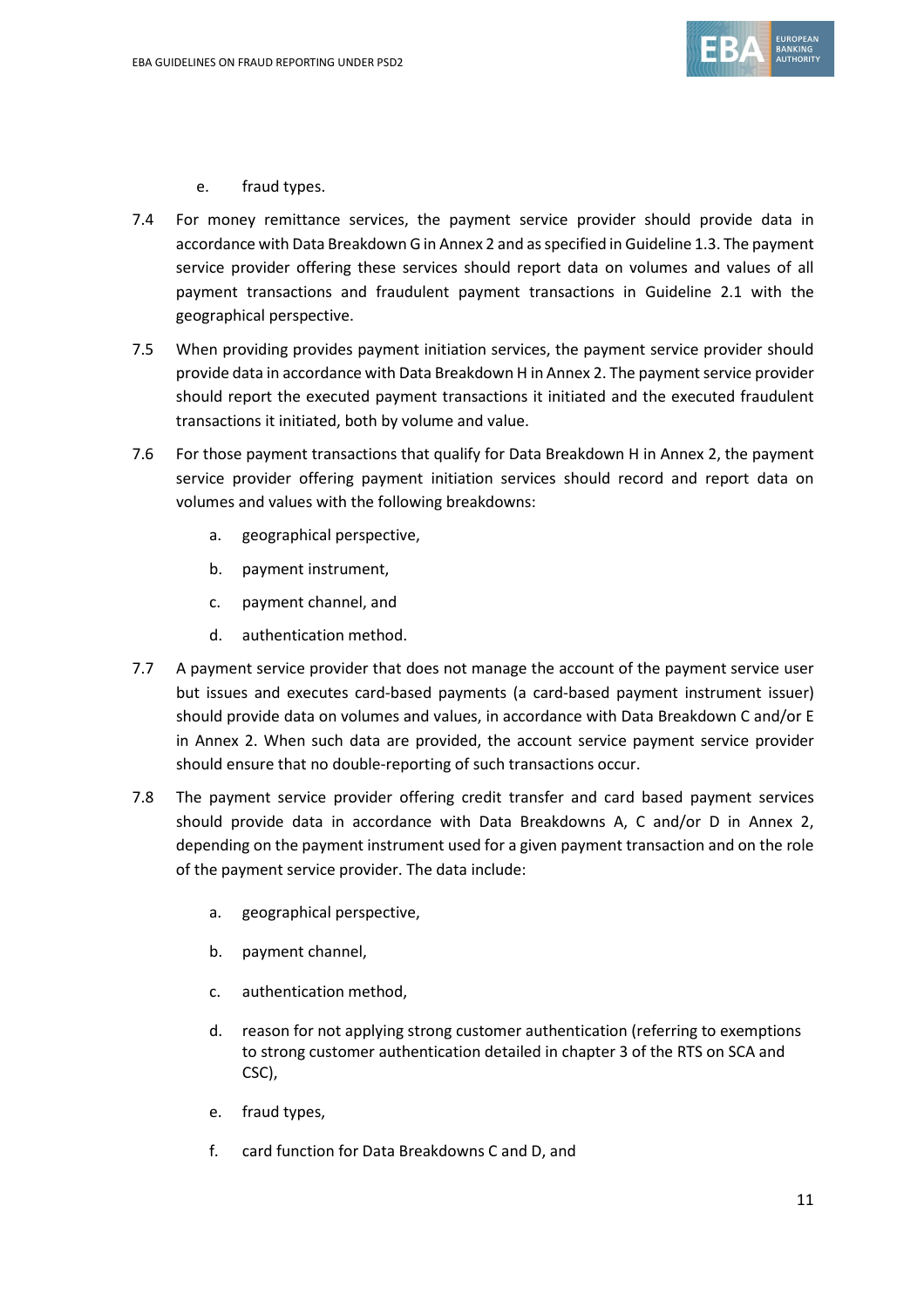e. fraud types.

7.4 For money remittance services, the payment service provider should provide data in accordance with Data Breakdown G in Annex 2 and as specified in Guideline 1.3. The payment service provider offering these services should report data on volumes and values of all payment transactions and fraudulent payment transactions in Guideline 2.1 with the geographical perspective.

7.5 When providing provides payment initiation services, the payment service provider should provide data in accordance with Data Breakdown H in Annex 2. The payment service provider should report the executed payment transactions it initiated and the executed fraudulent transactions it initiated, both by volume and value.

7.6 For those payment transactions that qualify for Data Breakdown H in Annex 2, the payment service provider offering payment initiation services should record and report data on volumes and values with the following breakdowns:

a. geographical perspective,

b. payment instrument,

c. payment channel, and

d. authentication method.

7.7 A payment service provider that does not manage the account of the payment service user but issues and executes card-based payments (a card-based payment instrument issuer) should provide data on volumes and values, in accordance with Data Breakdown C and/or E in Annex 2. When such data are provided, the account service payment service provider should ensure that no double-reporting of such transactions occur.

7.8 The payment service provider offering credit transfer and card based payment services should provide data in accordance with Data Breakdowns A, C and/or D in Annex 2, depending on the payment instrument used for a given payment transaction and on the role of the payment service provider. The data include:

a. geographical perspective,

b. payment channel,

c. authentication method,

d. reason for not applying strong customer authentication (referring to exemptions to strong customer authentication detailed in chapter 3 of the RTS on SCA and CSC),

e. fraud types,

f. card function for Data Breakdowns C and D, and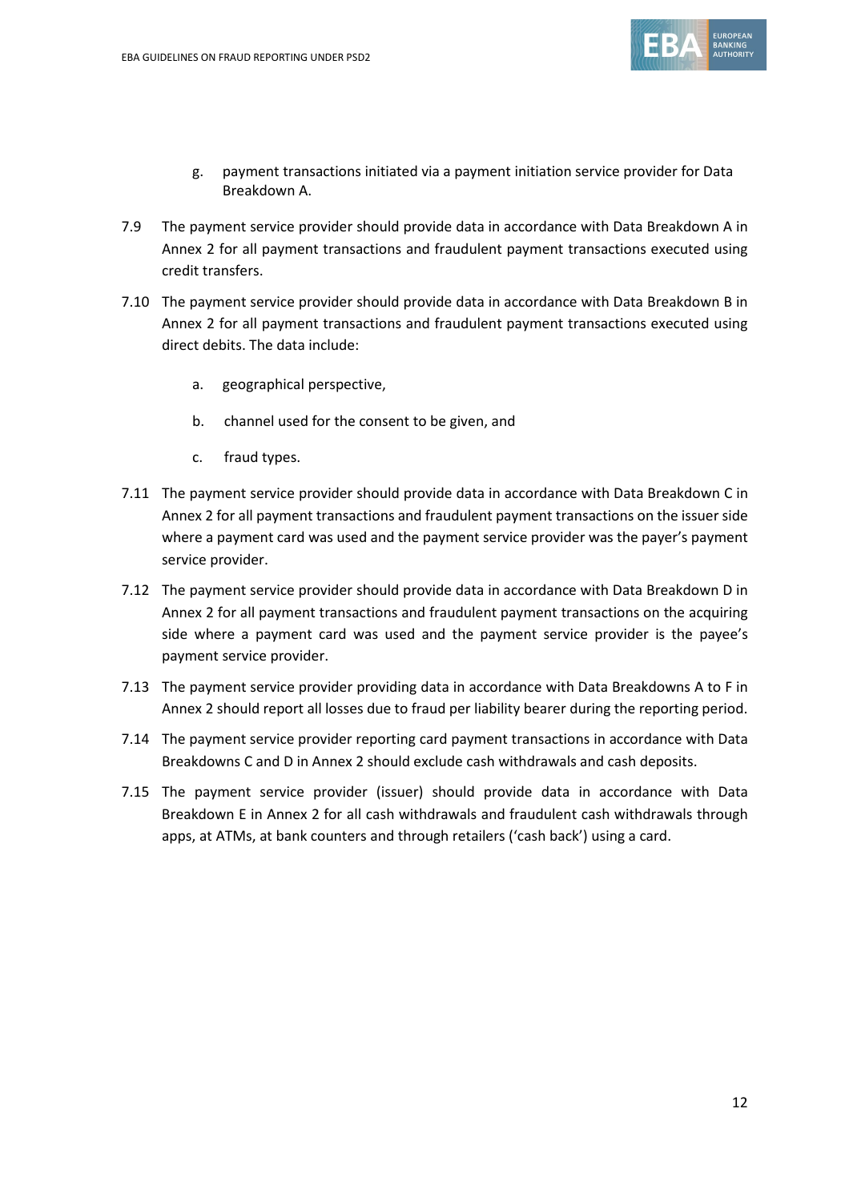g. payment transactions initiated via a payment initiation service provider for Data Breakdown A.

7.9 The payment service provider should provide data in accordance with Data Breakdown A in Annex 2 for all payment transactions and fraudulent payment transactions executed using credit transfers.

7.10 The payment service provider should provide data in accordance with Data Breakdown B in Annex 2 for all payment transactions and fraudulent payment transactions executed using direct debits. The data include:

a. geographical perspective,

b. channel used for the consent to be given, and

c. fraud types.

7.11 The payment service provider should provide data in accordance with Data Breakdown C in Annex 2 for all payment transactions and fraudulent payment transactions on the issuer side where a payment card was used and the payment service provider was the payer's payment service provider.

7.12 The payment service provider should provide data in accordance with Data Breakdown D in Annex 2 for all payment transactions and fraudulent payment transactions on the acquiring side where a payment card was used and the payment service provider is the payee's payment service provider.

7.13 The payment service provider providing data in accordance with Data Breakdowns A to F in Annex 2 should report all losses due to fraud per liability bearer during the reporting period.

7.14 The payment service provider reporting card payment transactions in accordance with Data Breakdowns C and D in Annex 2 should exclude cash withdrawals and cash deposits.

7.15 The payment service provider (issuer) should provide data in accordance with Data Breakdown E in Annex 2 for all cash withdrawals and fraudulent cash withdrawals through apps, at ATMs, at bank counters and through retailers ('cash back') using a card.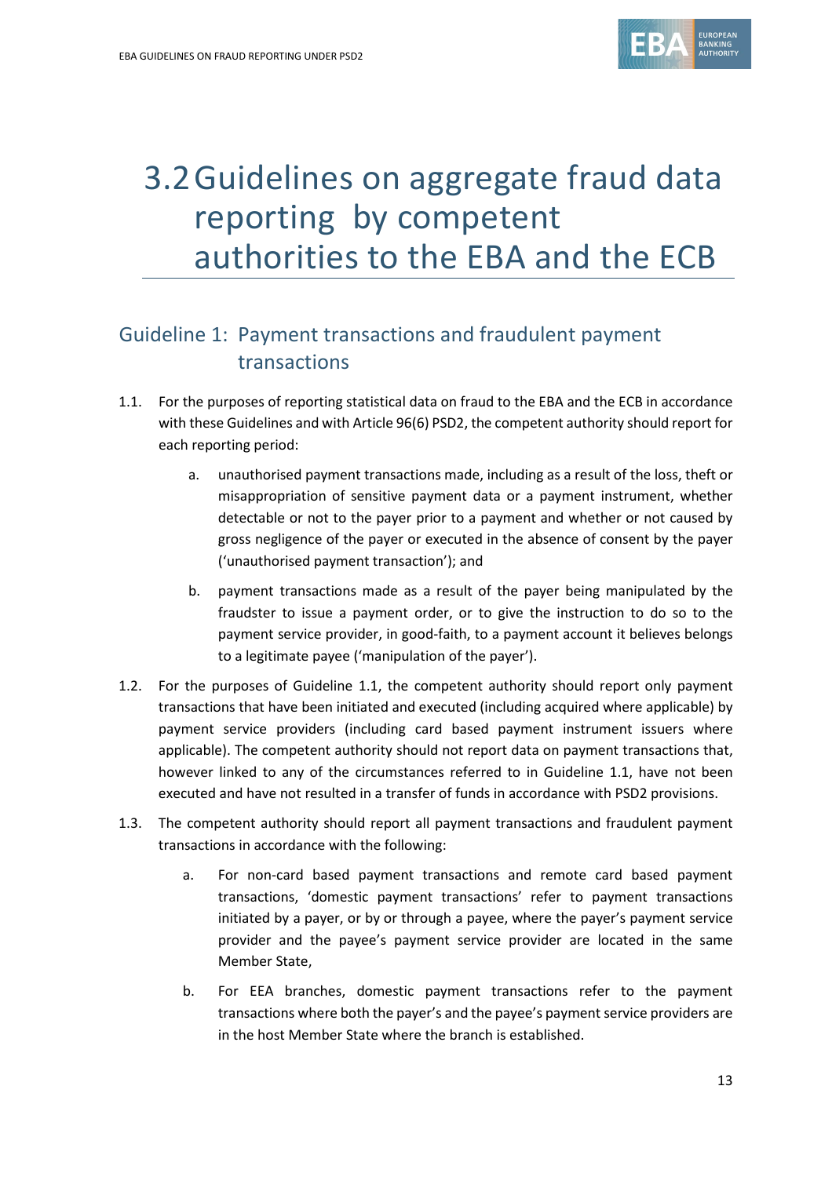# 3.2 Guidelines on aggregate fraud data reporting by competent authorities to the EBA and the ECB

## Guideline 1: Payment transactions and fraudulent payment transactions

1.1. For the purposes of reporting statistical data on fraud to the EBA and the ECB in accordance with these Guidelines and with Article 96(6) PSD2, the competent authority should report for each reporting period:

   a. unauthorised payment transactions made, including as a result of the loss, theft or misappropriation of sensitive payment data or a payment instrument, whether detectable or not to the payer prior to a payment and whether or not caused by gross negligence of the payer or executed in the absence of consent by the payer ('unauthorised payment transaction'); and

   b. payment transactions made as a result of the payer being manipulated by the fraudster to issue a payment order, or to give the instruction to do so to the payment service provider, in good-faith, to a payment account it believes belongs to a legitimate payee ('manipulation of the payer').

1.2. For the purposes of Guideline 1.1, the competent authority should report only payment transactions that have been initiated and executed (including acquired where applicable) by payment service providers (including card based payment instrument issuers where applicable). The competent authority should not report data on payment transactions that, however linked to any of the circumstances referred to in Guideline 1.1, have not been executed and have not resulted in a transfer of funds in accordance with PSD2 provisions.

1.3. The competent authority should report all payment transactions and fraudulent payment transactions in accordance with the following:

   a. For non-card based payment transactions and remote card based payment transactions, 'domestic payment transactions' refer to payment transactions initiated by a payer, or by or through a payee, where the payer's payment service provider and the payee's payment service provider are located in the same Member State,

   b. For EEA branches, domestic payment transactions refer to the payment transactions where both the payer's and the payee's payment service providers are in the host Member State where the branch is established.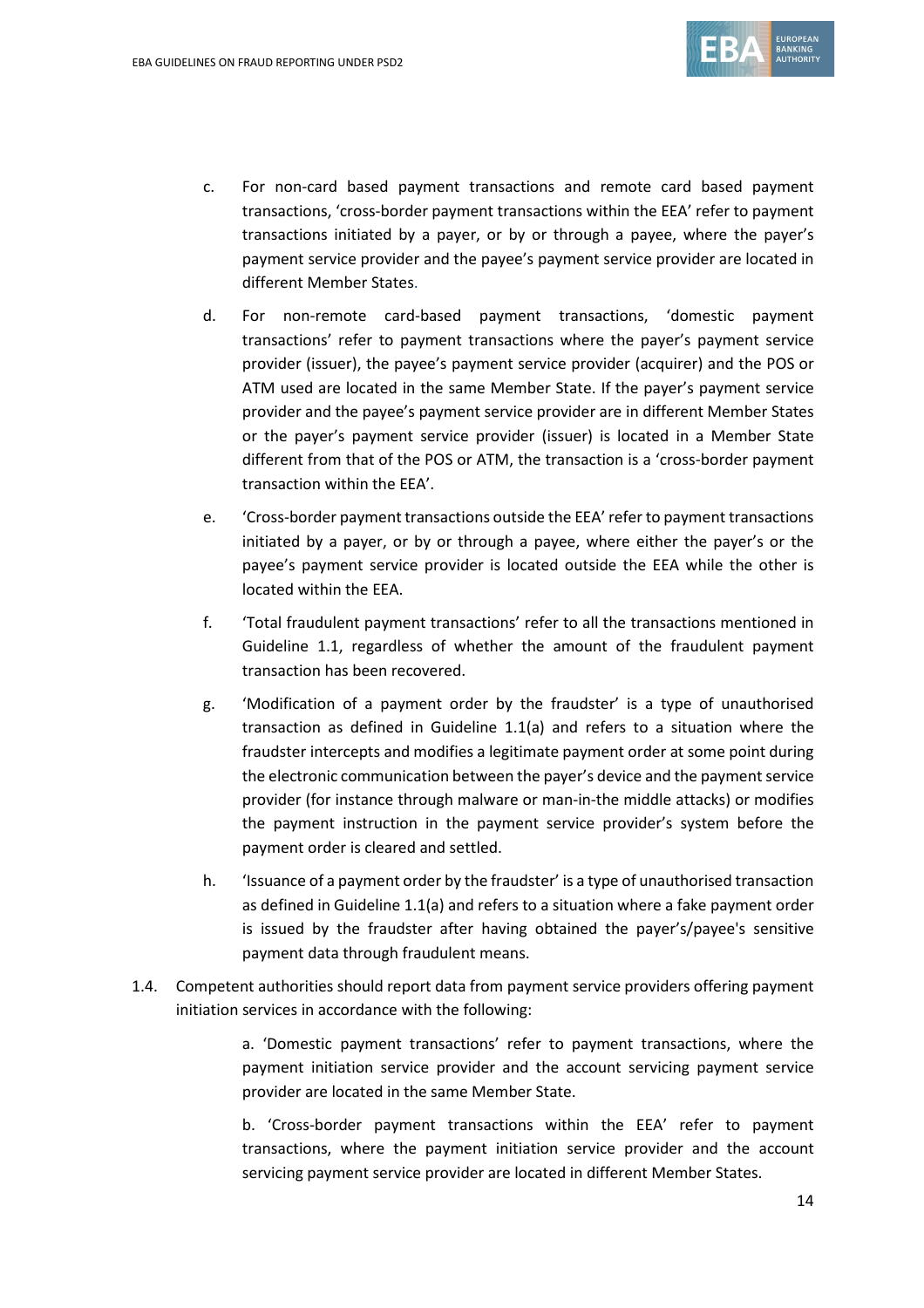c. For non-card based payment transactions and remote card based payment transactions, 'cross-border payment transactions within the EEA' refer to payment transactions initiated by a payer, or by or through a payee, where the payer's payment service provider and the payee's payment service provider are located in different Member States.

d. For non-remote card-based payment transactions, 'domestic payment transactions' refer to payment transactions where the payer's payment service provider (issuer), the payee's payment service provider (acquirer) and the POS or ATM used are located in the same Member State. If the payer's payment service provider and the payee's payment service provider are in different Member States or the payer's payment service provider (issuer) is located in a Member State different from that of the POS or ATM, the transaction is a 'cross-border payment transaction within the EEA'.

e. 'Cross-border payment transactions outside the EEA' refer to payment transactions initiated by a payer, or by or through a payee, where either the payer's or the payee's payment service provider is located outside the EEA while the other is located within the EEA.

f. 'Total fraudulent payment transactions' refer to all the transactions mentioned in Guideline 1.1, regardless of whether the amount of the fraudulent payment transaction has been recovered.

g. 'Modification of a payment order by the fraudster' is a type of unauthorised transaction as defined in Guideline 1.1(a) and refers to a situation where the fraudster intercepts and modifies a legitimate payment order at some point during the electronic communication between the payer's device and the payment service provider (for instance through malware or man-in-the middle attacks) or modifies the payment instruction in the payment service provider's system before the payment order is cleared and settled.

h. 'Issuance of a payment order by the fraudster' is a type of unauthorised transaction as defined in Guideline 1.1(a) and refers to a situation where a fake payment order is issued by the fraudster after having obtained the payer's/payee's sensitive payment data through fraudulent means.

1.4. Competent authorities should report data from payment service providers offering payment initiation services in accordance with the following:

a. 'Domestic payment transactions' refer to payment transactions, where the payment initiation service provider and the account servicing payment service provider are located in the same Member State.

b. 'Cross-border payment transactions within the EEA' refer to payment transactions, where the payment initiation service provider and the account servicing payment service provider are located in different Member States.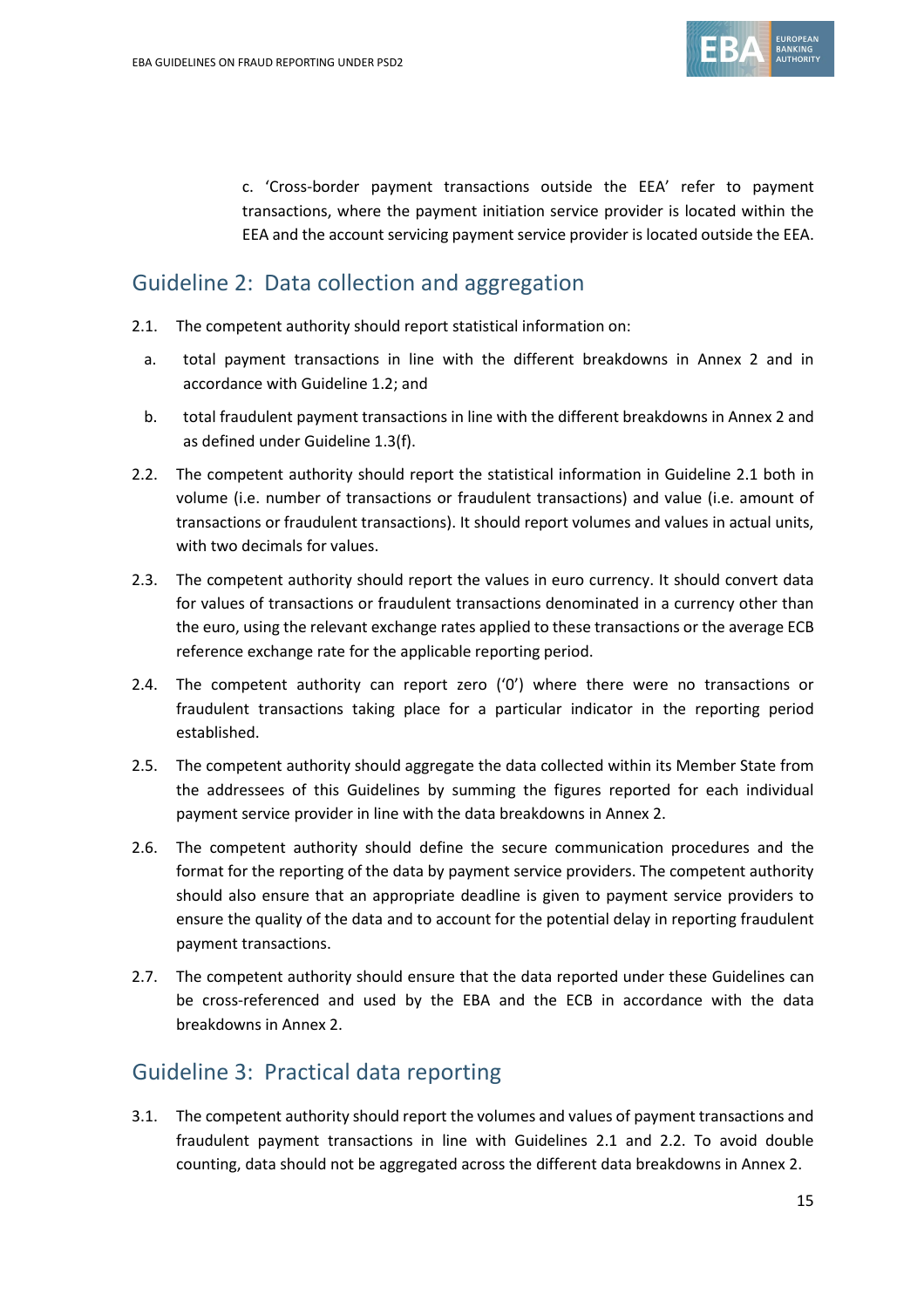c. 'Cross-border payment transactions outside the EEA' refer to payment transactions, where the payment initiation service provider is located within the EEA and the account servicing payment service provider is located outside the EEA.

## Guideline 2: Data collection and aggregation

2.1. The competent authority should report statistical information on:

a. total payment transactions in line with the different breakdowns in Annex 2 and in accordance with Guideline 1.2; and

b. total fraudulent payment transactions in line with the different breakdowns in Annex 2 and as defined under Guideline 1.3(f).

2.2. The competent authority should report the statistical information in Guideline 2.1 both in volume (i.e. number of transactions or fraudulent transactions) and value (i.e. amount of transactions or fraudulent transactions). It should report volumes and values in actual units, with two decimals for values.

2.3. The competent authority should report the values in euro currency. It should convert data for values of transactions or fraudulent transactions denominated in a currency other than the euro, using the relevant exchange rates applied to these transactions or the average ECB reference exchange rate for the applicable reporting period.

2.4. The competent authority can report zero ('0') where there were no transactions or fraudulent transactions taking place for a particular indicator in the reporting period established.

2.5. The competent authority should aggregate the data collected within its Member State from the addressees of this Guidelines by summing the figures reported for each individual payment service provider in line with the data breakdowns in Annex 2.

2.6. The competent authority should define the secure communication procedures and the format for the reporting of the data by payment service providers. The competent authority should also ensure that an appropriate deadline is given to payment service providers to ensure the quality of the data and to account for the potential delay in reporting fraudulent payment transactions.

2.7. The competent authority should ensure that the data reported under these Guidelines can be cross-referenced and used by the EBA and the ECB in accordance with the data breakdowns in Annex 2.

## Guideline 3: Practical data reporting

3.1. The competent authority should report the volumes and values of payment transactions and fraudulent payment transactions in line with Guidelines 2.1 and 2.2. To avoid double counting, data should not be aggregated across the different data breakdowns in Annex 2.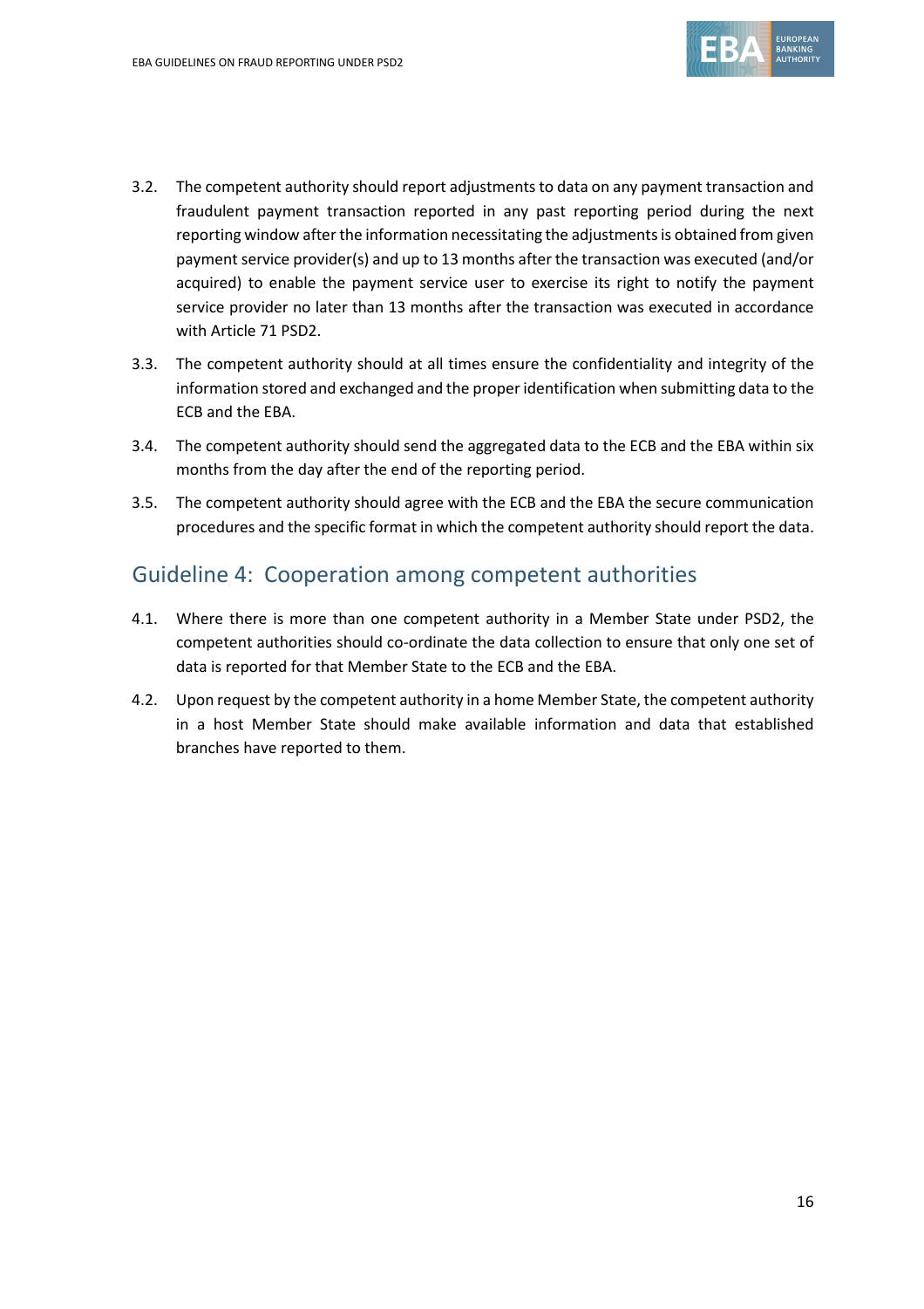3.2. The competent authority should report adjustments to data on any payment transaction and fraudulent payment transaction reported in any past reporting period during the next reporting window after the information necessitating the adjustments is obtained from given payment service provider(s) and up to 13 months after the transaction was executed (and/or acquired) to enable the payment service user to exercise its right to notify the payment service provider no later than 13 months after the transaction was executed in accordance with Article 71 PSD2.

3.3. The competent authority should at all times ensure the confidentiality and integrity of the information stored and exchanged and the proper identification when submitting data to the ECB and the EBA.

3.4. The competent authority should send the aggregated data to the ECB and the EBA within six months from the day after the end of the reporting period.

3.5. The competent authority should agree with the ECB and the EBA the secure communication procedures and the specific format in which the competent authority should report the data.

## Guideline 4: Cooperation among competent authorities

4.1. Where there is more than one competent authority in a Member State under PSD2, the competent authorities should co-ordinate the data collection to ensure that only one set of data is reported for that Member State to the ECB and the EBA.

4.2. Upon request by the competent authority in a home Member State, the competent authority in a host Member State should make available information and data that established branches have reported to them.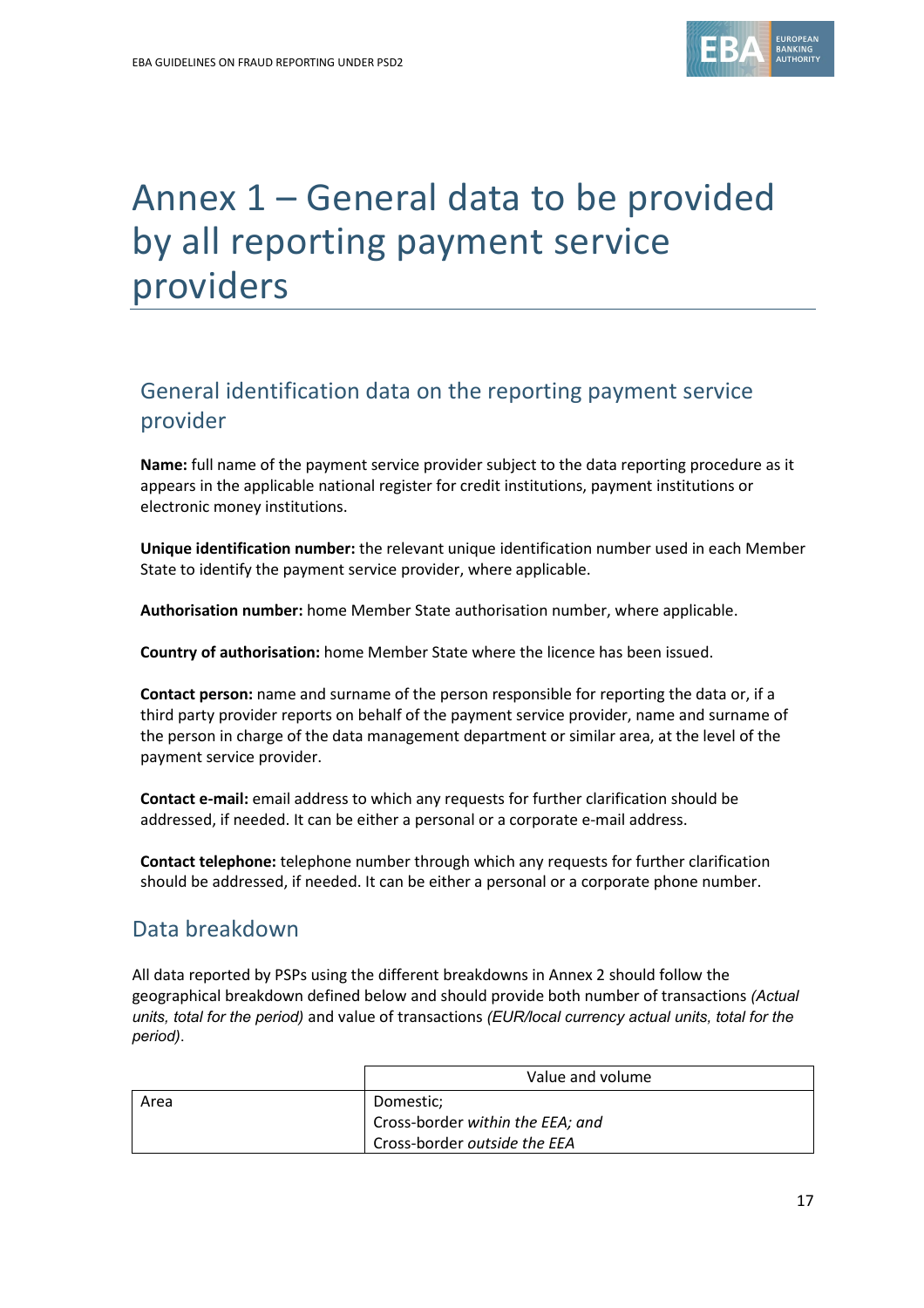# Annex 1 – General data to be provided by all reporting payment service providers

## General identification data on the reporting payment service provider

**Name:** full name of the payment service provider subject to the data reporting procedure as it appears in the applicable national register for credit institutions, payment institutions or electronic money institutions.

**Unique identification number:** the relevant unique identification number used in each Member State to identify the payment service provider, where applicable.

**Authorisation number:** home Member State authorisation number, where applicable.

**Country of authorisation:** home Member State where the licence has been issued.

**Contact person:** name and surname of the person responsible for reporting the data or, if a third party provider reports on behalf of the payment service provider, name and surname of the person in charge of the data management department or similar area, at the level of the payment service provider.

**Contact e-mail:** email address to which any requests for further clarification should be addressed, if needed. It can be either a personal or a corporate e-mail address.

**Contact telephone:** telephone number through which any requests for further clarification should be addressed, if needed. It can be either a personal or a corporate phone number.

## Data breakdown

All data reported by PSPs using the different breakdowns in Annex 2 should follow the geographical breakdown defined below and should provide both number of transactions *(Actual units, total for the period)* and value of transactions *(EUR/local currency actual units, total for the period)*.

| | Value and volume |
|---|---|
| Area | Domestic;<br>Cross-border *within the EEA; and*<br>Cross-border *outside the EEA* |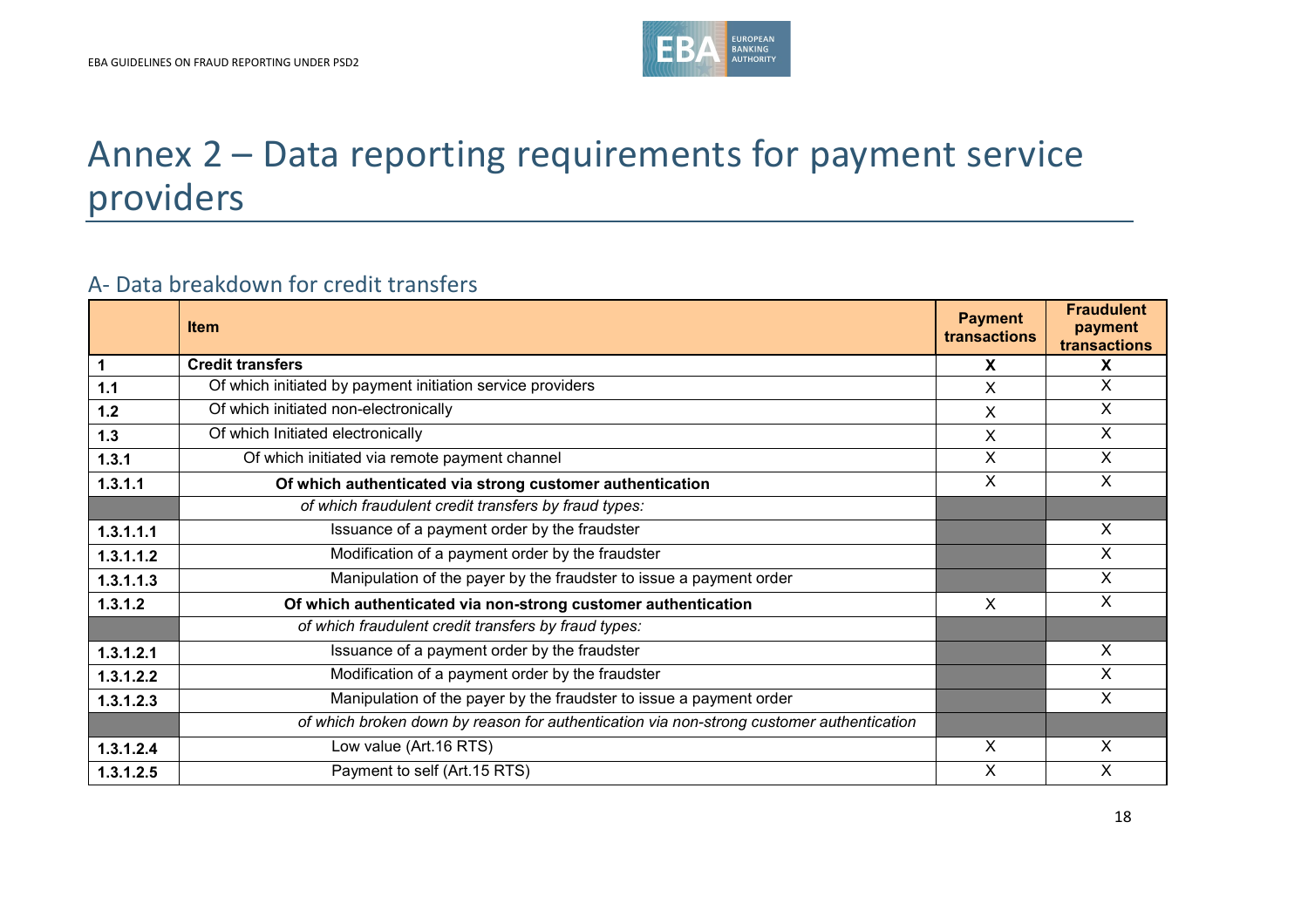# Annex 2 – Data reporting requirements for payment service providers

## A- Data breakdown for credit transfers

| | Item | Payment transactions | Fraudulent payment transactions |
|---|---|---|---|
| **1** | **Credit transfers** | **X** | **X** |
| **1.1** | Of which initiated by payment initiation service providers | X | X |
| **1.2** | Of which initiated non-electronically | X | X |
| **1.3** | Of which Initiated electronically | X | X |
| **1.3.1** | Of which initiated via remote payment channel | X | X |
| **1.3.1.1** | **Of which authenticated via strong customer authentication** | X | X |
| | *of which fraudulent credit transfers by fraud types:* | | |
| **1.3.1.1.1** | Issuance of a payment order by the fraudster | | X |
| **1.3.1.1.2** | Modification of a payment order by the fraudster | | X |
| **1.3.1.1.3** | Manipulation of the payer by the fraudster to issue a payment order | | X |
| **1.3.1.2** | **Of which authenticated via non-strong customer authentication** | X | X |
| | *of which fraudulent credit transfers by fraud types:* | | |
| **1.3.1.2.1** | Issuance of a payment order by the fraudster | | X |
| **1.3.1.2.2** | Modification of a payment order by the fraudster | | X |
| **1.3.1.2.3** | Manipulation of the payer by the fraudster to issue a payment order | | X |
| | *of which broken down by reason for authentication via non-strong customer authentication* | | |
| **1.3.1.2.4** | Low value (Art.16 RTS) | X | X |
| **1.3.1.2.5** | Payment to self (Art.15 RTS) | X | X |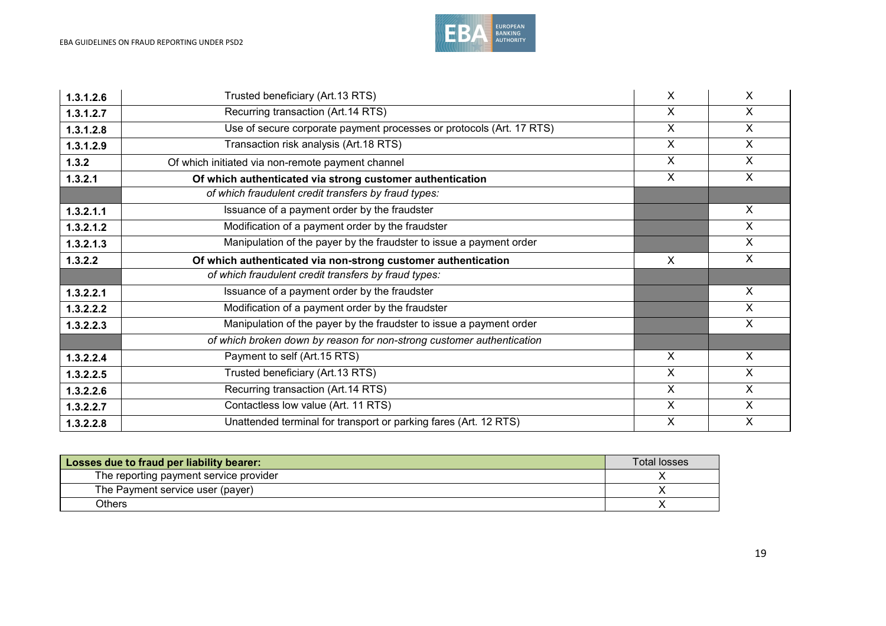| | | | |
|---|---|---|---|
| **1.3.1.2.6** | Trusted beneficiary (Art.13 RTS) | X | X |
| **1.3.1.2.7** | Recurring transaction (Art.14 RTS) | X | X |
| **1.3.1.2.8** | Use of secure corporate payment processes or protocols (Art. 17 RTS) | X | X |
| **1.3.1.2.9** | Transaction risk analysis (Art.18 RTS) | X | X |
| **1.3.2** | Of which initiated via non-remote payment channel | X | X |
| **1.3.2.1** | **Of which authenticated via strong customer authentication** | X | X |
| | *of which fraudulent credit transfers by fraud types:* | | |
| **1.3.2.1.1** | Issuance of a payment order by the fraudster | | X |
| **1.3.2.1.2** | Modification of a payment order by the fraudster | | X |
| **1.3.2.1.3** | Manipulation of the payer by the fraudster to issue a payment order | | X |
| **1.3.2.2** | **Of which authenticated via non-strong customer authentication** | X | X |
| | *of which fraudulent credit transfers by fraud types:* | | |
| **1.3.2.2.1** | Issuance of a payment order by the fraudster | | X |
| **1.3.2.2.2** | Modification of a payment order by the fraudster | | X |
| **1.3.2.2.3** | Manipulation of the payer by the fraudster to issue a payment order | | X |
| | *of which broken down by reason for non-strong customer authentication* | | |
| **1.3.2.2.4** | Payment to self (Art.15 RTS) | X | X |
| **1.3.2.2.5** | Trusted beneficiary (Art.13 RTS) | X | X |
| **1.3.2.2.6** | Recurring transaction (Art.14 RTS) | X | X |
| **1.3.2.2.7** | Contactless low value (Art. 11 RTS) | X | X |
| **1.3.2.2.8** | Unattended terminal for transport or parking fares (Art. 12 RTS) | X | X |

| **Losses due to fraud per liability bearer:** | Total losses |
|---|---|
| The reporting payment service provider | X |
| The Payment service user (payer) | X |
| Others | X |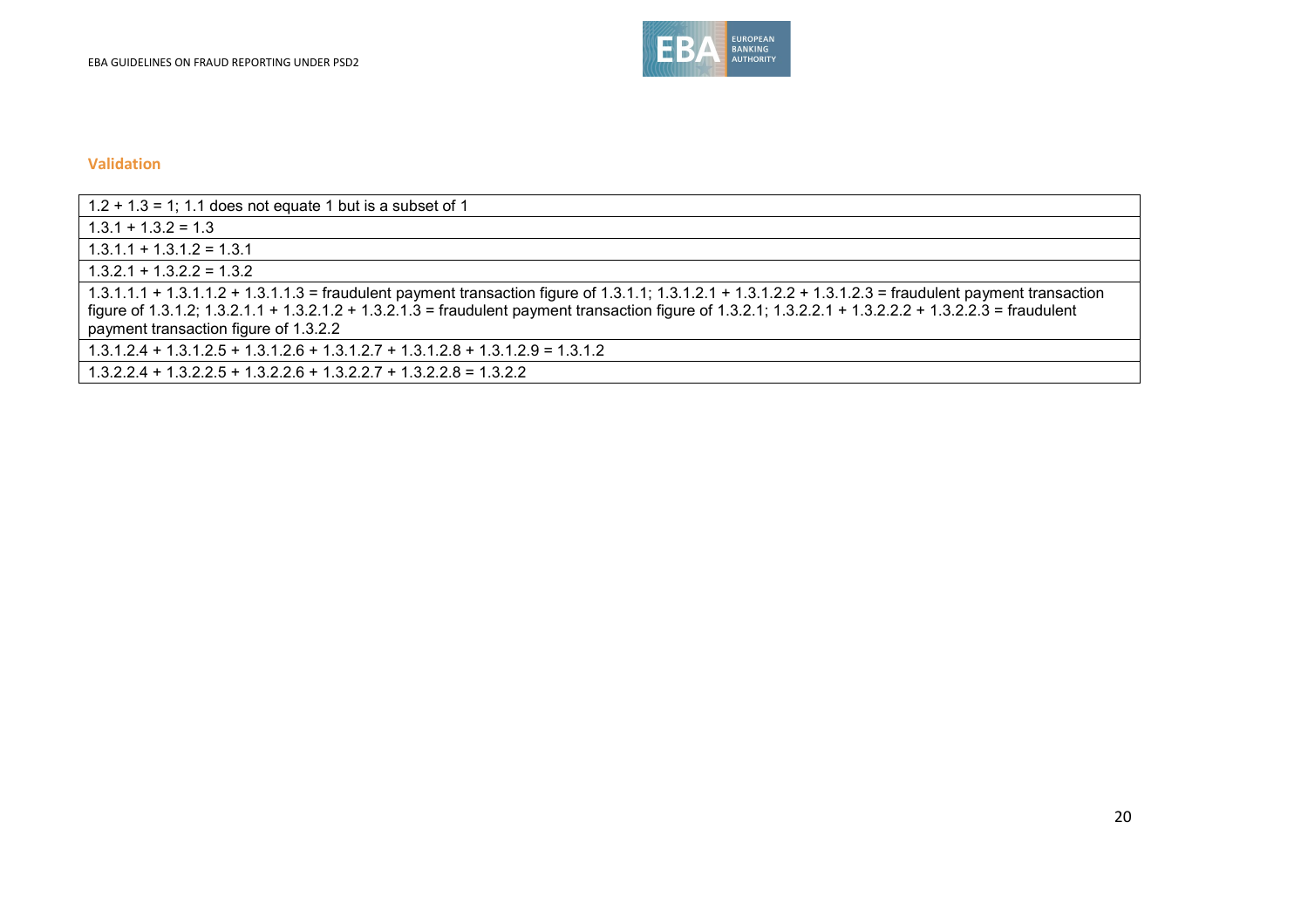### Validation

| 1.2 + 1.3 = 1; 1.1 does not equate 1 but is a subset of 1 |
| --- |
| 1.3.1 + 1.3.2 = 1.3 |
| 1.3.1.1 + 1.3.1.2 = 1.3.1 |
| 1.3.2.1 + 1.3.2.2 = 1.3.2 |
| 1.3.1.1.1 + 1.3.1.1.2 + 1.3.1.1.3 = fraudulent payment transaction figure of 1.3.1.1; 1.3.1.2.1 + 1.3.1.2.2 + 1.3.1.2.3 = fraudulent payment transaction figure of 1.3.1.2; 1.3.2.1.1 + 1.3.2.1.2 + 1.3.2.1.3 = fraudulent payment transaction figure of 1.3.2.1; 1.3.2.2.1 + 1.3.2.2.2 + 1.3.2.2.3 = fraudulent payment transaction figure of 1.3.2.2 |
| 1.3.1.2.4 + 1.3.1.2.5 + 1.3.1.2.6 + 1.3.1.2.7 + 1.3.1.2.8 + 1.3.1.2.9 = 1.3.1.2 |
| 1.3.2.2.4 + 1.3.2.2.5 + 1.3.2.2.6 + 1.3.2.2.7 + 1.3.2.2.8 = 1.3.2.2 |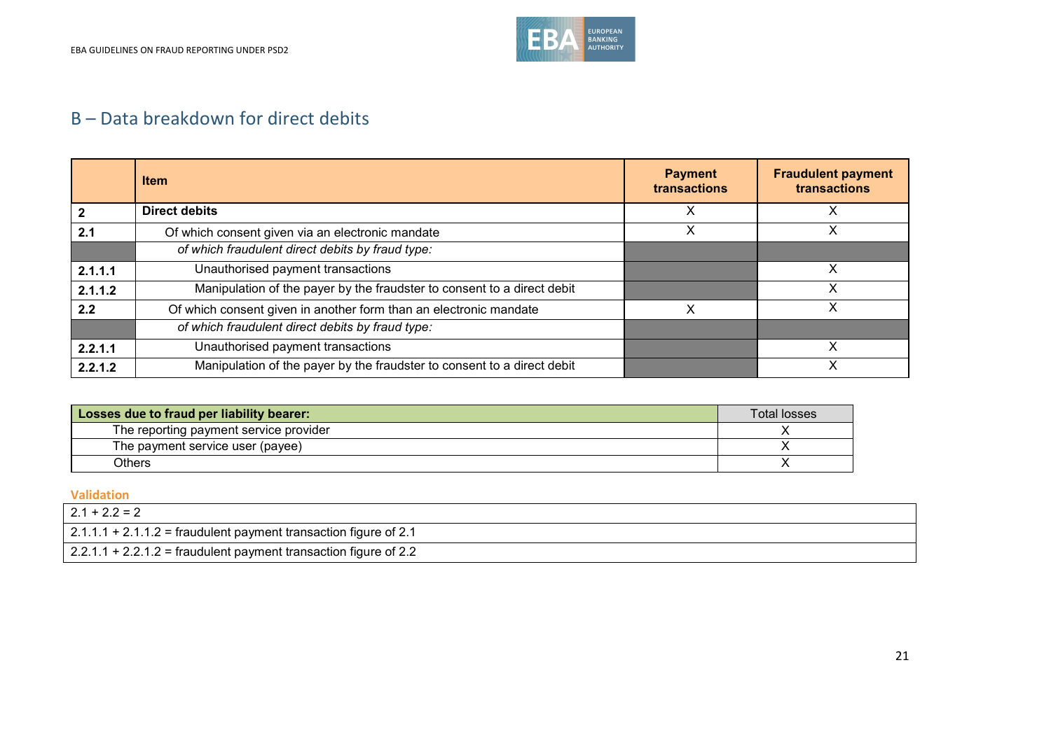## B – Data breakdown for direct debits

| | Item | Payment transactions | Fraudulent payment transactions |
|---|---|---|---|
| **2** | **Direct debits** | X | X |
| **2.1** | Of which consent given via an electronic mandate | X | X |
| | *of which fraudulent direct debits by fraud type:* | | |
| **2.1.1.1** | Unauthorised payment transactions | | X |
| **2.1.1.2** | Manipulation of the payer by the fraudster to consent to a direct debit | | X |
| **2.2** | Of which consent given in another form than an electronic mandate | X | X |
| | *of which fraudulent direct debits by fraud type:* | | |
| **2.2.1.1** | Unauthorised payment transactions | | X |
| **2.2.1.2** | Manipulation of the payer by the fraudster to consent to a direct debit | | X |

| **Losses due to fraud per liability bearer:** | Total losses |
|---|---|
| The reporting payment service provider | X |
| The payment service user (payee) | X |
| Others | X |

**Validation**

| |
|---|
| 2.1 + 2.2 = 2 |
| 2.1.1.1 + 2.1.1.2 = fraudulent payment transaction figure of 2.1 |
| 2.2.1.1 + 2.2.1.2 = fraudulent payment transaction figure of 2.2 |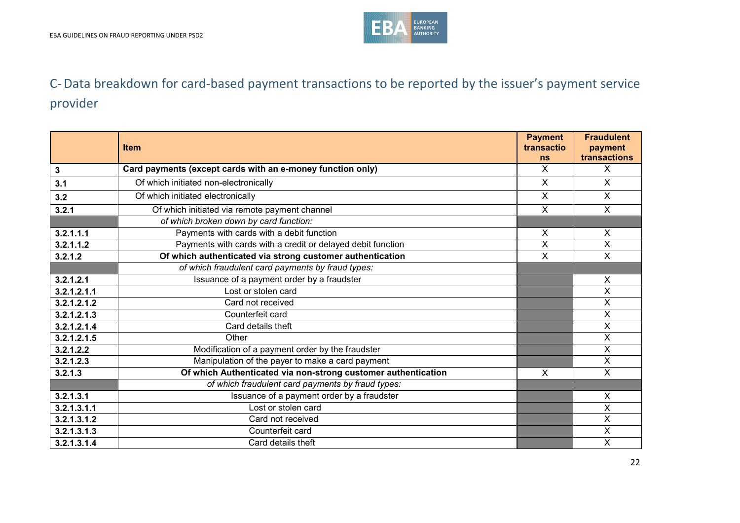## C- Data breakdown for card-based payment transactions to be reported by the issuer's payment service provider

| | Item | Payment transactions | Fraudulent payment transactions |
|---|---|---|---|
| **3** | **Card payments (except cards with an e-money function only)** | X | X |
| **3.1** | Of which initiated non-electronically | X | X |
| **3.2** | Of which initiated electronically | X | X |
| **3.2.1** | Of which initiated via remote payment channel | X | X |
| | *of which broken down by card function:* | | |
| **3.2.1.1.1** | Payments with cards with a debit function | X | X |
| **3.2.1.1.2** | Payments with cards with a credit or delayed debit function | X | X |
| **3.2.1.2** | **Of which authenticated via strong customer authentication** | X | X |
| | *of which fraudulent card payments by fraud types:* | | |
| **3.2.1.2.1** | Issuance of a payment order by a fraudster | | X |
| **3.2.1.2.1.1** | Lost or stolen card | | X |
| **3.2.1.2.1.2** | Card not received | | X |
| **3.2.1.2.1.3** | Counterfeit card | | X |
| **3.2.1.2.1.4** | Card details theft | | X |
| **3.2.1.2.1.5** | Other | | X |
| **3.2.1.2.2** | Modification of a payment order by the fraudster | | X |
| **3.2.1.2.3** | Manipulation of the payer to make a card payment | | X |
| **3.2.1.3** | **Of which Authenticated via non-strong customer authentication** | X | X |
| | *of which fraudulent card payments by fraud types:* | | |
| **3.2.1.3.1** | Issuance of a payment order by a fraudster | | X |
| **3.2.1.3.1.1** | Lost or stolen card | | X |
| **3.2.1.3.1.2** | Card not received | | X |
| **3.2.1.3.1.3** | Counterfeit card | | X |
| **3.2.1.3.1.4** | Card details theft | | X |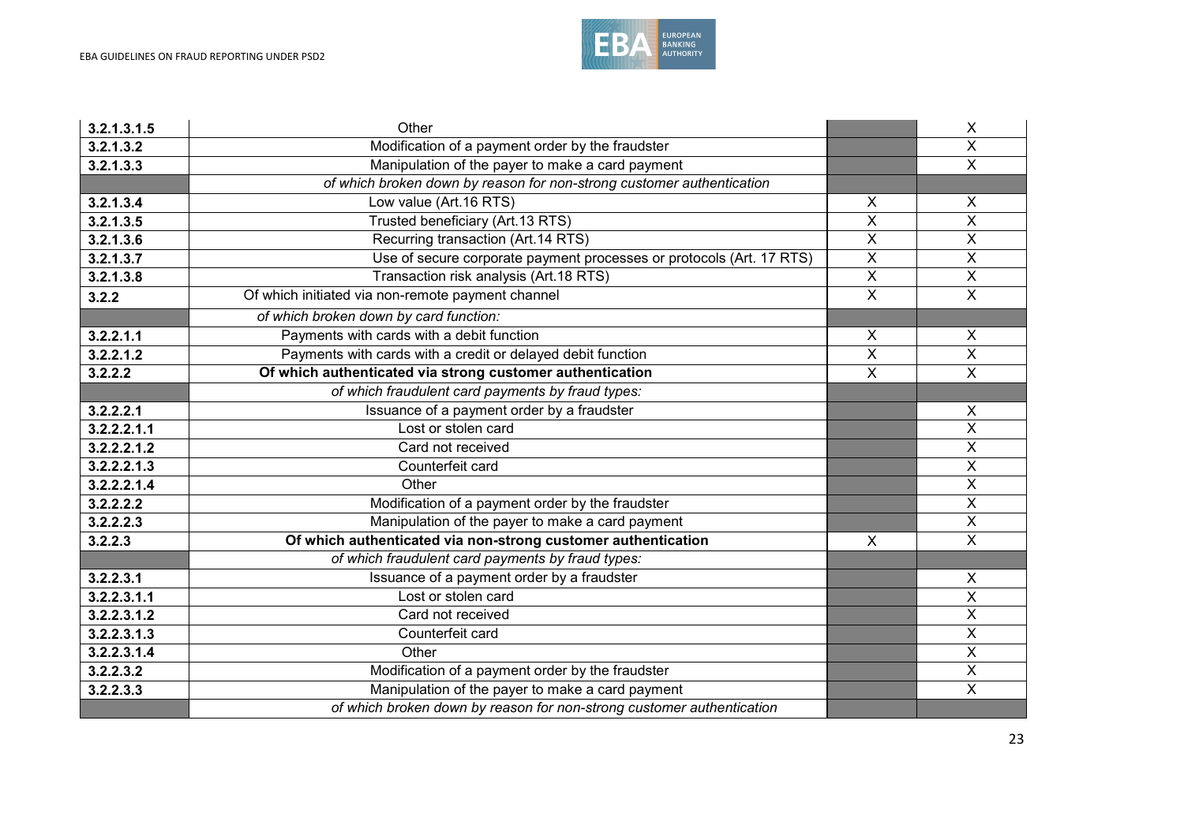| | | | |
|---|---|---|---|
| **3.2.1.3.1.5** | Other | | X |
| **3.2.1.3.2** | Modification of a payment order by the fraudster | | X |
| **3.2.1.3.3** | Manipulation of the payer to make a card payment | | X |
| | *of which broken down by reason for non-strong customer authentication* | | |
| **3.2.1.3.4** | Low value (Art.16 RTS) | X | X |
| **3.2.1.3.5** | Trusted beneficiary (Art.13 RTS) | X | X |
| **3.2.1.3.6** | Recurring transaction (Art.14 RTS) | X | X |
| **3.2.1.3.7** | Use of secure corporate payment processes or protocols (Art. 17 RTS) | X | X |
| **3.2.1.3.8** | Transaction risk analysis (Art.18 RTS) | X | X |
| **3.2.2** | Of which initiated via non-remote payment channel | X | X |
| | *of which broken down by card function:* | | |
| **3.2.2.1.1** | Payments with cards with a debit function | X | X |
| **3.2.2.1.2** | Payments with cards with a credit or delayed debit function | X | X |
| **3.2.2.2** | **Of which authenticated via strong customer authentication** | X | X |
| | *of which fraudulent card payments by fraud types:* | | |
| **3.2.2.2.1** | Issuance of a payment order by a fraudster | | X |
| **3.2.2.2.1.1** | Lost or stolen card | | X |
| **3.2.2.2.1.2** | Card not received | | X |
| **3.2.2.2.1.3** | Counterfeit card | | X |
| **3.2.2.2.1.4** | Other | | X |
| **3.2.2.2.2** | Modification of a payment order by the fraudster | | X |
| **3.2.2.2.3** | Manipulation of the payer to make a card payment | | X |
| **3.2.2.3** | **Of which authenticated via non-strong customer authentication** | X | X |
| | *of which fraudulent card payments by fraud types:* | | |
| **3.2.2.3.1** | Issuance of a payment order by a fraudster | | X |
| **3.2.2.3.1.1** | Lost or stolen card | | X |
| **3.2.2.3.1.2** | Card not received | | X |
| **3.2.2.3.1.3** | Counterfeit card | | X |
| **3.2.2.3.1.4** | Other | | X |
| **3.2.2.3.2** | Modification of a payment order by the fraudster | | X |
| **3.2.2.3.3** | Manipulation of the payer to make a card payment | | X |
| | *of which broken down by reason for non-strong customer authentication* | | |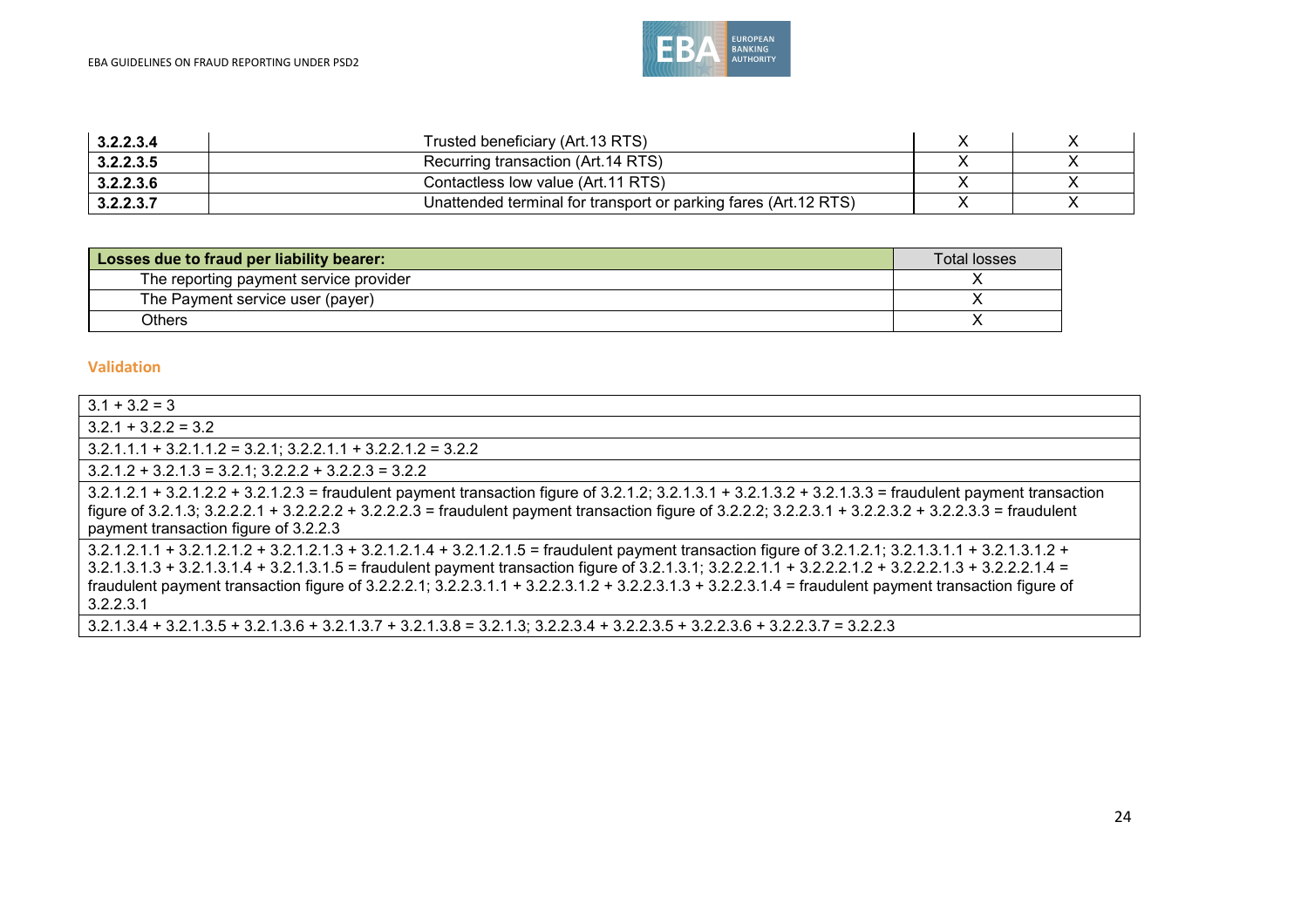| | | | |
|---|---|---|---|
| **3.2.2.3.4** | Trusted beneficiary (Art.13 RTS) | X | X |
| **3.2.2.3.5** | Recurring transaction (Art.14 RTS) | X | X |
| **3.2.2.3.6** | Contactless low value (Art.11 RTS) | X | X |
| **3.2.2.3.7** | Unattended terminal for transport or parking fares (Art.12 RTS) | X | X |

| **Losses due to fraud per liability bearer:** | Total losses |
|---|---|
| The reporting payment service provider | X |
| The Payment service user (payer) | X |
| Others | X |

### Validation

| |
|---|
| 3.1 + 3.2 = 3 |
| 3.2.1 + 3.2.2 = 3.2 |
| 3.2.1.1.1 + 3.2.1.1.2 = 3.2.1; 3.2.2.1.1 + 3.2.2.1.2 = 3.2.2 |
| 3.2.1.2 + 3.2.1.3 = 3.2.1; 3.2.2.2 + 3.2.2.3 = 3.2.2 |
| 3.2.1.2.1 + 3.2.1.2.2 + 3.2.1.2.3 = fraudulent payment transaction figure of 3.2.1.2; 3.2.1.3.1 + 3.2.1.3.2 + 3.2.1.3.3 = fraudulent payment transaction figure of 3.2.1.3; 3.2.2.2.1 + 3.2.2.2.2 + 3.2.2.2.3 = fraudulent payment transaction figure of 3.2.2.2; 3.2.2.3.1 + 3.2.2.3.2 + 3.2.2.3.3 = fraudulent payment transaction figure of 3.2.2.3 |
| 3.2.1.2.1.1 + 3.2.1.2.1.2 + 3.2.1.2.1.3 + 3.2.1.2.1.4 + 3.2.1.2.1.5 = fraudulent payment transaction figure of 3.2.1.2.1; 3.2.1.3.1.1 + 3.2.1.3.1.2 + 3.2.1.3.1.3 + 3.2.1.3.1.4 + 3.2.1.3.1.5 = fraudulent payment transaction figure of 3.2.1.3.1; 3.2.2.2.1.1 + 3.2.2.2.1.2 + 3.2.2.2.1.3 + 3.2.2.2.1.4 = fraudulent payment transaction figure of 3.2.2.2.1; 3.2.2.3.1.1 + 3.2.2.3.1.2 + 3.2.2.3.1.3 + 3.2.2.3.1.4 = fraudulent payment transaction figure of 3.2.2.3.1 |
| 3.2.1.3.4 + 3.2.1.3.5 + 3.2.1.3.6 + 3.2.1.3.7 + 3.2.1.3.8 = 3.2.1.3; 3.2.2.3.4 + 3.2.2.3.5 + 3.2.2.3.6 + 3.2.2.3.7 = 3.2.2.3 |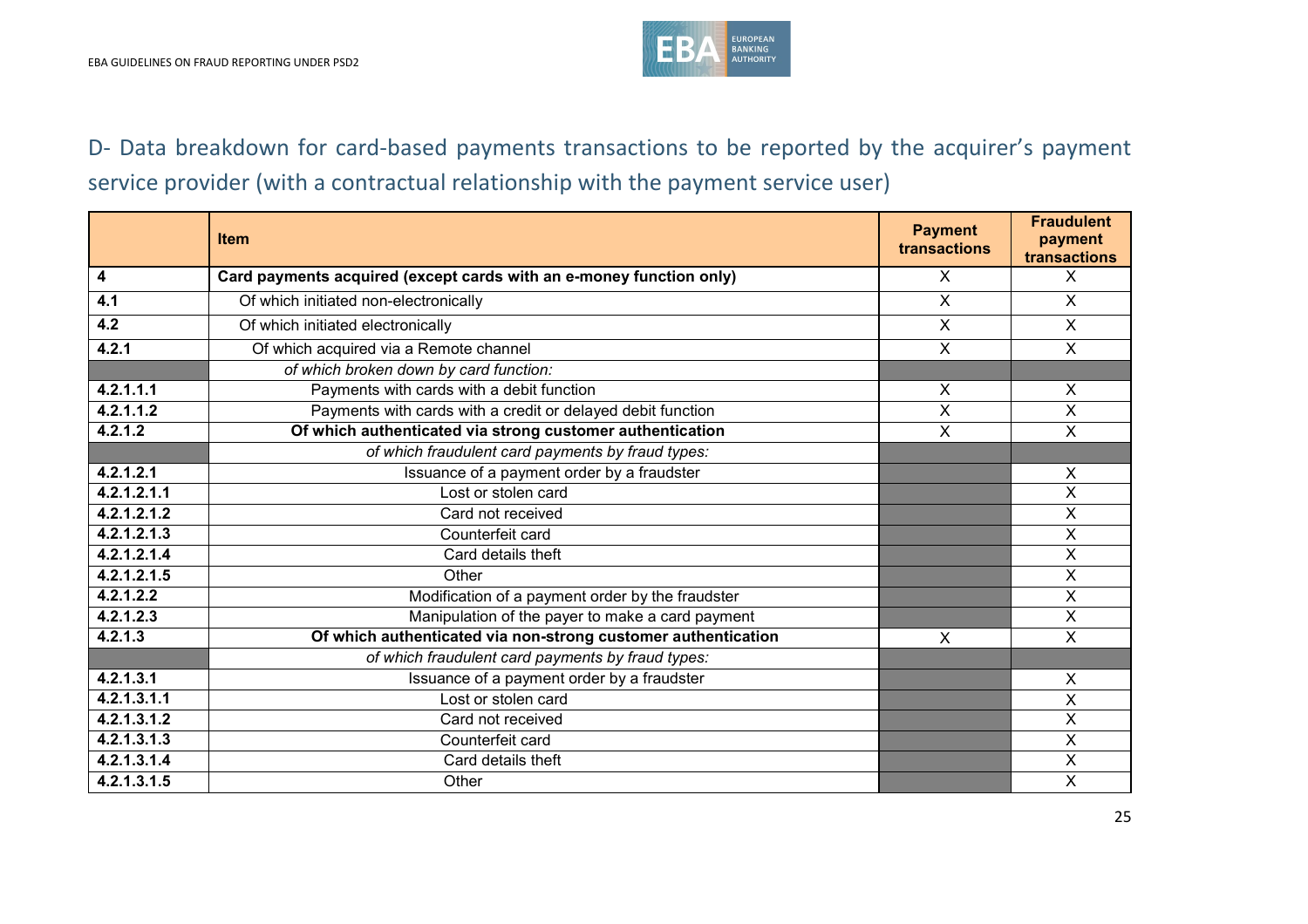## D- Data breakdown for card-based payments transactions to be reported by the acquirer's payment service provider (with a contractual relationship with the payment service user)

| | Item | Payment transactions | Fraudulent payment transactions |
|---|---|---|---|
| **4** | **Card payments acquired (except cards with an e-money function only)** | X | X |
| **4.1** | Of which initiated non-electronically | X | X |
| **4.2** | Of which initiated electronically | X | X |
| **4.2.1** | Of which acquired via a Remote channel | X | X |
| | *of which broken down by card function:* | | |
| **4.2.1.1.1** | Payments with cards with a debit function | X | X |
| **4.2.1.1.2** | Payments with cards with a credit or delayed debit function | X | X |
| **4.2.1.2** | **Of which authenticated via strong customer authentication** | X | X |
| | *of which fraudulent card payments by fraud types:* | | |
| **4.2.1.2.1** | Issuance of a payment order by a fraudster | | X |
| **4.2.1.2.1.1** | Lost or stolen card | | X |
| **4.2.1.2.1.2** | Card not received | | X |
| **4.2.1.2.1.3** | Counterfeit card | | X |
| **4.2.1.2.1.4** | Card details theft | | X |
| **4.2.1.2.1.5** | Other | | X |
| **4.2.1.2.2** | Modification of a payment order by the fraudster | | X |
| **4.2.1.2.3** | Manipulation of the payer to make a card payment | | X |
| **4.2.1.3** | **Of which authenticated via non-strong customer authentication** | X | X |
| | *of which fraudulent card payments by fraud types:* | | |
| **4.2.1.3.1** | Issuance of a payment order by a fraudster | | X |
| **4.2.1.3.1.1** | Lost or stolen card | | X |
| **4.2.1.3.1.2** | Card not received | | X |
| **4.2.1.3.1.3** | Counterfeit card | | X |
| **4.2.1.3.1.4** | Card details theft | | X |
| **4.2.1.3.1.5** | Other | | X |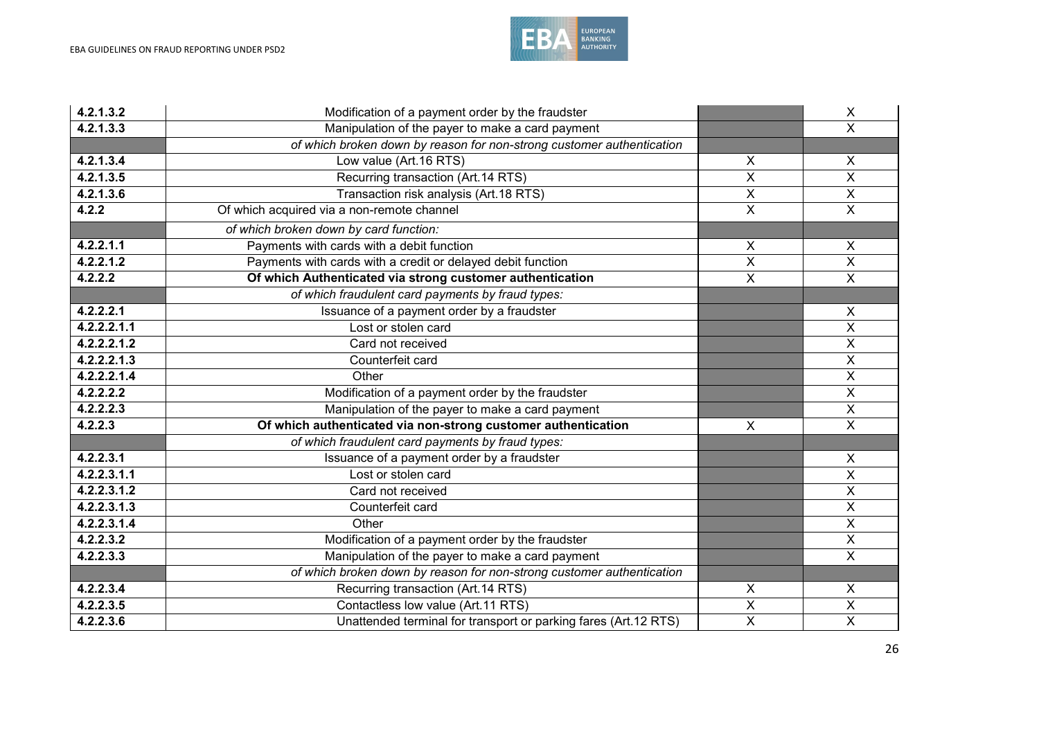| | | | |
|---|---|---|---|
| 4.2.1.3.2 | Modification of a payment order by the fraudster | | X |
| 4.2.1.3.3 | Manipulation of the payer to make a card payment | | X |
| | *of which broken down by reason for non-strong customer authentication* | | |
| 4.2.1.3.4 | Low value (Art.16 RTS) | X | X |
| 4.2.1.3.5 | Recurring transaction (Art.14 RTS) | X | X |
| 4.2.1.3.6 | Transaction risk analysis (Art.18 RTS) | X | X |
| 4.2.2 | Of which acquired via a non-remote channel | X | X |
| | *of which broken down by card function:* | | |
| 4.2.2.1.1 | Payments with cards with a debit function | X | X |
| 4.2.2.1.2 | Payments with cards with a credit or delayed debit function | X | X |
| **4.2.2.2** | **Of which Authenticated via strong customer authentication** | X | X |
| | *of which fraudulent card payments by fraud types:* | | |
| 4.2.2.2.1 | Issuance of a payment order by a fraudster | | X |
| 4.2.2.2.1.1 | Lost or stolen card | | X |
| 4.2.2.2.1.2 | Card not received | | X |
| 4.2.2.2.1.3 | Counterfeit card | | X |
| 4.2.2.2.1.4 | Other | | X |
| 4.2.2.2.2 | Modification of a payment order by the fraudster | | X |
| 4.2.2.2.3 | Manipulation of the payer to make a card payment | | X |
| **4.2.2.3** | **Of which authenticated via non-strong customer authentication** | X | X |
| | *of which fraudulent card payments by fraud types:* | | |
| 4.2.2.3.1 | Issuance of a payment order by a fraudster | | X |
| 4.2.2.3.1.1 | Lost or stolen card | | X |
| 4.2.2.3.1.2 | Card not received | | X |
| 4.2.2.3.1.3 | Counterfeit card | | X |
| 4.2.2.3.1.4 | Other | | X |
| 4.2.2.3.2 | Modification of a payment order by the fraudster | | X |
| 4.2.2.3.3 | Manipulation of the payer to make a card payment | | X |
| | *of which broken down by reason for non-strong customer authentication* | | |
| 4.2.2.3.4 | Recurring transaction (Art.14 RTS) | X | X |
| 4.2.2.3.5 | Contactless low value (Art.11 RTS) | X | X |
| 4.2.2.3.6 | Unattended terminal for transport or parking fares (Art.12 RTS) | X | X |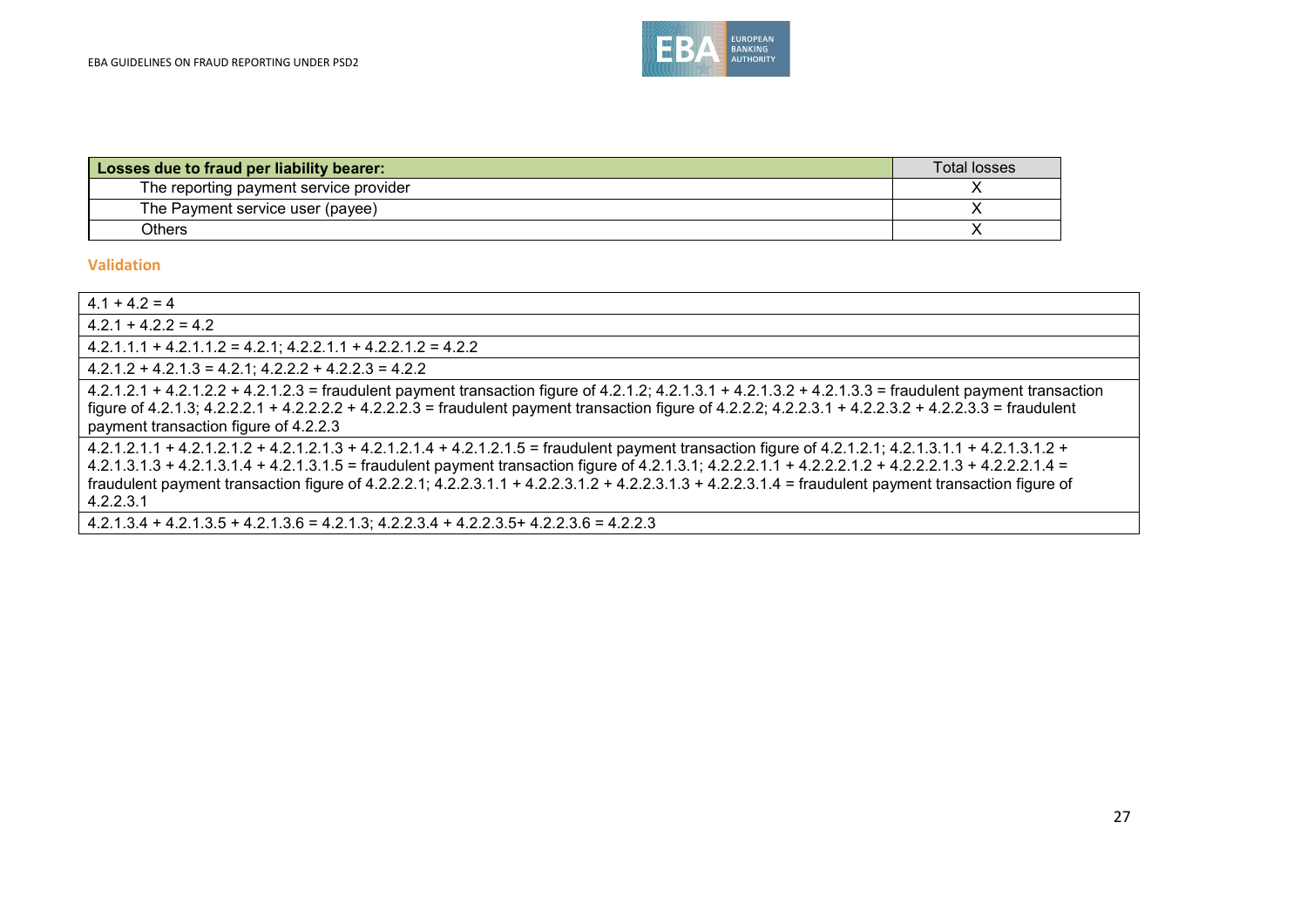| Losses due to fraud per liability bearer: | Total losses |
|---|---|
| The reporting payment service provider | X |
| The Payment service user (payee) | X |
| Others | X |

### Validation

| |
|---|
| 4.1 + 4.2 = 4 |
| 4.2.1 + 4.2.2 = 4.2 |
| 4.2.1.1.1 + 4.2.1.1.2 = 4.2.1; 4.2.2.1.1 + 4.2.2.1.2 = 4.2.2 |
| 4.2.1.2 + 4.2.1.3 = 4.2.1; 4.2.2.2 + 4.2.2.3 = 4.2.2 |
| 4.2.1.2.1 + 4.2.1.2.2 + 4.2.1.2.3 = fraudulent payment transaction figure of 4.2.1.2; 4.2.1.3.1 + 4.2.1.3.2 + 4.2.1.3.3 = fraudulent payment transaction figure of 4.2.1.3; 4.2.2.2.1 + 4.2.2.2.2 + 4.2.2.2.3 = fraudulent payment transaction figure of 4.2.2.2; 4.2.2.3.1 + 4.2.2.3.2 + 4.2.2.3.3 = fraudulent payment transaction figure of 4.2.2.3 |
| 4.2.1.2.1.1 + 4.2.1.2.1.2 + 4.2.1.2.1.3 + 4.2.1.2.1.4 + 4.2.1.2.1.5 = fraudulent payment transaction figure of 4.2.1.2.1; 4.2.1.3.1.1 + 4.2.1.3.1.2 + 4.2.1.3.1.3 + 4.2.1.3.1.4 + 4.2.1.3.1.5 = fraudulent payment transaction figure of 4.2.1.3.1; 4.2.2.2.1.1 + 4.2.2.2.1.2 + 4.2.2.2.1.3 + 4.2.2.2.1.4 = fraudulent payment transaction figure of 4.2.2.2.1; 4.2.2.3.1.1 + 4.2.2.3.1.2 + 4.2.2.3.1.3 + 4.2.2.3.1.4 = fraudulent payment transaction figure of 4.2.2.3.1 |
| 4.2.1.3.4 + 4.2.1.3.5 + 4.2.1.3.6 = 4.2.1.3; 4.2.2.3.4 + 4.2.2.3.5+ 4.2.2.3.6 = 4.2.2.3 |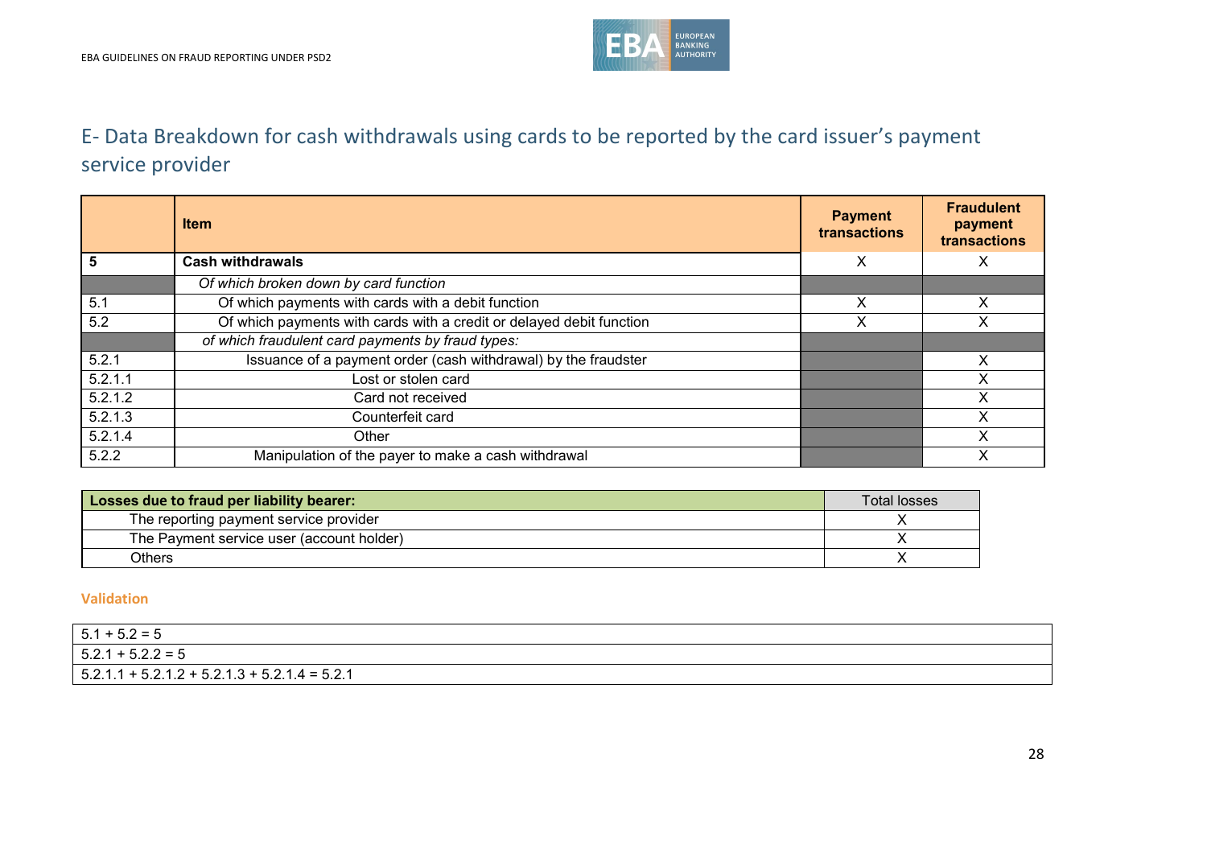## E- Data Breakdown for cash withdrawals using cards to be reported by the card issuer's payment service provider

| | Item | Payment transactions | Fraudulent payment transactions |
|---|---|---|---|
| **5** | **Cash withdrawals** | X | X |
| | *Of which broken down by card function* | | |
| 5.1 | Of which payments with cards with a debit function | X | X |
| 5.2 | Of which payments with cards with a credit or delayed debit function | X | X |
| | *of which fraudulent card payments by fraud types:* | | |
| 5.2.1 | Issuance of a payment order (cash withdrawal) by the fraudster | | X |
| 5.2.1.1 | Lost or stolen card | | X |
| 5.2.1.2 | Card not received | | X |
| 5.2.1.3 | Counterfeit card | | X |
| 5.2.1.4 | Other | | X |
| 5.2.2 | Manipulation of the payer to make a cash withdrawal | | X |

| **Losses due to fraud per liability bearer:** | Total losses |
|---|---|
| The reporting payment service provider | X |
| The Payment service user (account holder) | X |
| Others | X |

**Validation**

| |
|---|
| 5.1 + 5.2 = 5 |
| 5.2.1 + 5.2.2 = 5 |
| 5.2.1.1 + 5.2.1.2 + 5.2.1.3 + 5.2.1.4 = 5.2.1 |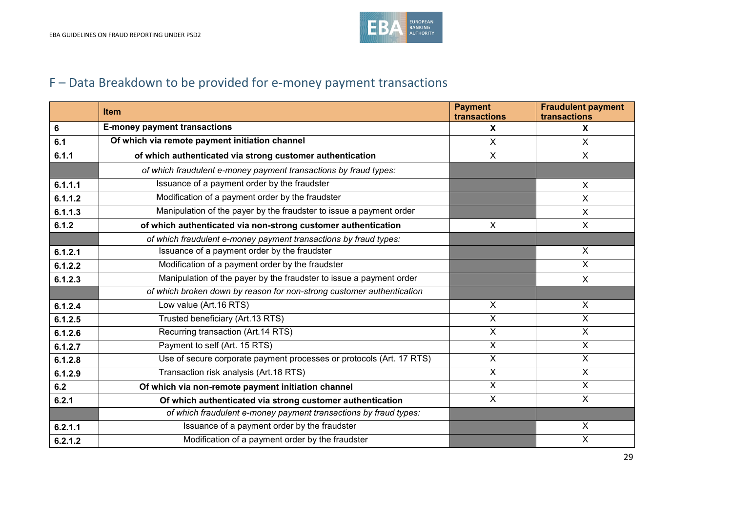## F – Data Breakdown to be provided for e-money payment transactions

| | Item | Payment transactions | Fraudulent payment transactions |
|---|---|---|---|
| **6** | **E-money payment transactions** | **X** | **X** |
| **6.1** | **Of which via remote payment initiation channel** | X | X |
| **6.1.1** | **of which authenticated via strong customer authentication** | X | X |
| | *of which fraudulent e-money payment transactions by fraud types:* | | |
| **6.1.1.1** | Issuance of a payment order by the fraudster | | X |
| **6.1.1.2** | Modification of a payment order by the fraudster | | X |
| **6.1.1.3** | Manipulation of the payer by the fraudster to issue a payment order | | X |
| **6.1.2** | **of which authenticated via non-strong customer authentication** | X | X |
| | *of which fraudulent e-money payment transactions by fraud types:* | | |
| **6.1.2.1** | Issuance of a payment order by the fraudster | | X |
| **6.1.2.2** | Modification of a payment order by the fraudster | | X |
| **6.1.2.3** | Manipulation of the payer by the fraudster to issue a payment order | | X |
| | *of which broken down by reason for non-strong customer authentication* | | |
| **6.1.2.4** | Low value (Art.16 RTS) | X | X |
| **6.1.2.5** | Trusted beneficiary (Art.13 RTS) | X | X |
| **6.1.2.6** | Recurring transaction (Art.14 RTS) | X | X |
| **6.1.2.7** | Payment to self (Art. 15 RTS) | X | X |
| **6.1.2.8** | Use of secure corporate payment processes or protocols (Art. 17 RTS) | X | X |
| **6.1.2.9** | Transaction risk analysis (Art.18 RTS) | X | X |
| **6.2** | **Of which via non-remote payment initiation channel** | X | X |
| **6.2.1** | **Of which authenticated via strong customer authentication** | X | X |
| | *of which fraudulent e-money payment transactions by fraud types:* | | |
| **6.2.1.1** | Issuance of a payment order by the fraudster | | X |
| **6.2.1.2** | Modification of a payment order by the fraudster | | X |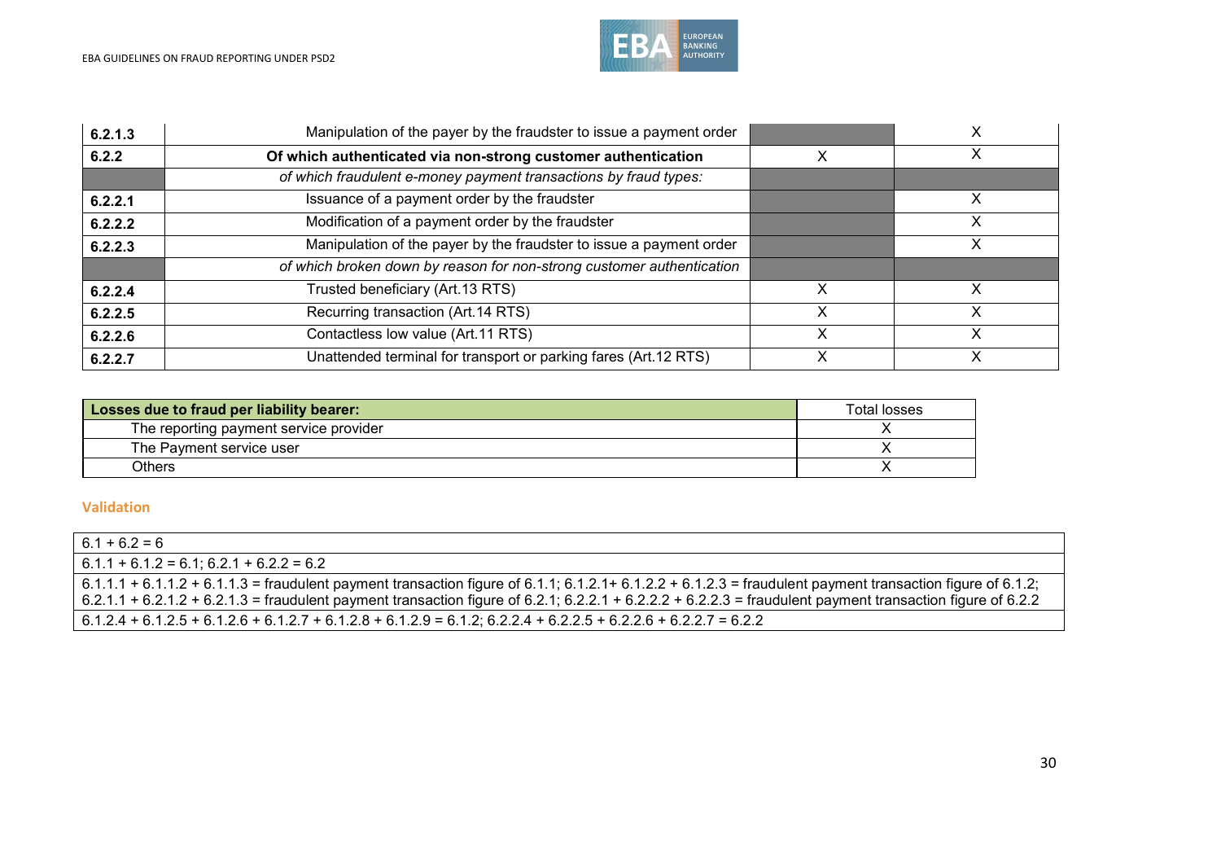| | | | |
|---|---|---|---|
| **6.2.1.3** | Manipulation of the payer by the fraudster to issue a payment order | | X |
| **6.2.2** | **Of which authenticated via non-strong customer authentication** | X | X |
| | *of which fraudulent e-money payment transactions by fraud types:* | | |
| **6.2.2.1** | Issuance of a payment order by the fraudster | | X |
| **6.2.2.2** | Modification of a payment order by the fraudster | | X |
| **6.2.2.3** | Manipulation of the payer by the fraudster to issue a payment order | | X |
| | *of which broken down by reason for non-strong customer authentication* | | |
| **6.2.2.4** | Trusted beneficiary (Art.13 RTS) | X | X |
| **6.2.2.5** | Recurring transaction (Art.14 RTS) | X | X |
| **6.2.2.6** | Contactless low value (Art.11 RTS) | X | X |
| **6.2.2.7** | Unattended terminal for transport or parking fares (Art.12 RTS) | X | X |

| **Losses due to fraud per liability bearer:** | Total losses |
|---|---|
| The reporting payment service provider | X |
| The Payment service user | X |
| Others | X |

### Validation

| |
|---|
| 6.1 + 6.2 = 6 |
| 6.1.1 + 6.1.2 = 6.1; 6.2.1 + 6.2.2 = 6.2 |
| 6.1.1.1 + 6.1.1.2 + 6.1.1.3 = fraudulent payment transaction figure of 6.1.1; 6.1.2.1+ 6.1.2.2 + 6.1.2.3 = fraudulent payment transaction figure of 6.1.2; 6.2.1.1 + 6.2.1.2 + 6.2.1.3 = fraudulent payment transaction figure of 6.2.1; 6.2.2.1 + 6.2.2.2 + 6.2.2.3 = fraudulent payment transaction figure of 6.2.2 |
| 6.1.2.4 + 6.1.2.5 + 6.1.2.6 + 6.1.2.7 + 6.1.2.8 + 6.1.2.9 = 6.1.2; 6.2.2.4 + 6.2.2.5 + 6.2.2.6 + 6.2.2.7 = 6.2.2 |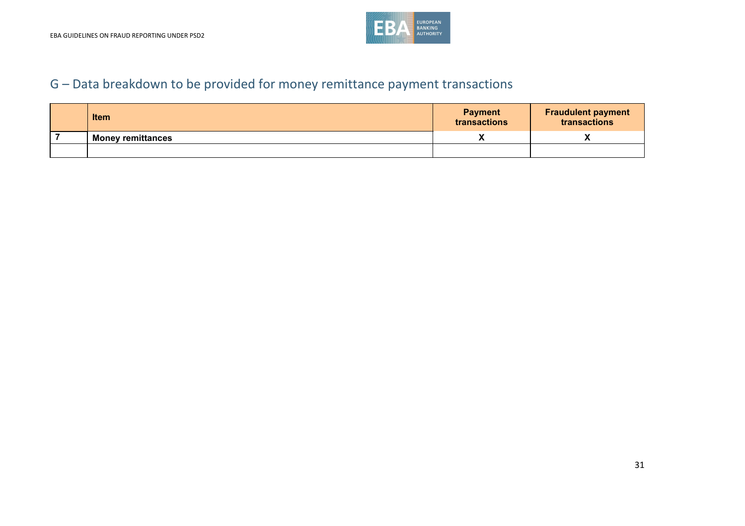## G – Data breakdown to be provided for money remittance payment transactions

| | Item | Payment transactions | Fraudulent payment transactions |
|---|---|---|---|
| 7 | **Money remittances** | X | X |
| | | | |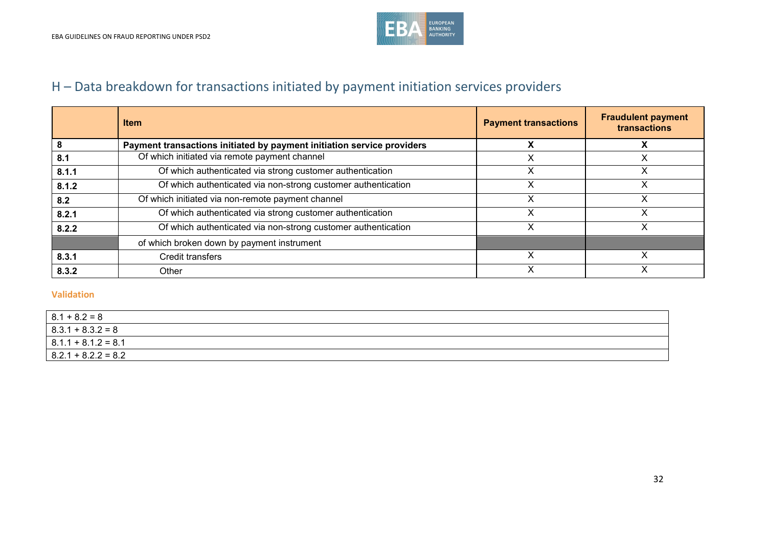## H – Data breakdown for transactions initiated by payment initiation services providers

| | Item | Payment transactions | Fraudulent payment transactions |
|---|---|---|---|
| **8** | **Payment transactions initiated by payment initiation service providers** | **X** | **X** |
| **8.1** | Of which initiated via remote payment channel | X | X |
| **8.1.1** | Of which authenticated via strong customer authentication | X | X |
| **8.1.2** | Of which authenticated via non-strong customer authentication | X | X |
| **8.2** | Of which initiated via non-remote payment channel | X | X |
| **8.2.1** | Of which authenticated via strong customer authentication | X | X |
| **8.2.2** | Of which authenticated via non-strong customer authentication | X | X |
| | of which broken down by payment instrument | | |
| **8.3.1** | Credit transfers | X | X |
| **8.3.2** | Other | X | X |

**Validation**

| |
|---|
| 8.1 + 8.2 = 8 |
| 8.3.1 + 8.3.2 = 8 |
| 8.1.1 + 8.1.2 = 8.1 |
| 8.2.1 + 8.2.2 = 8.2 |